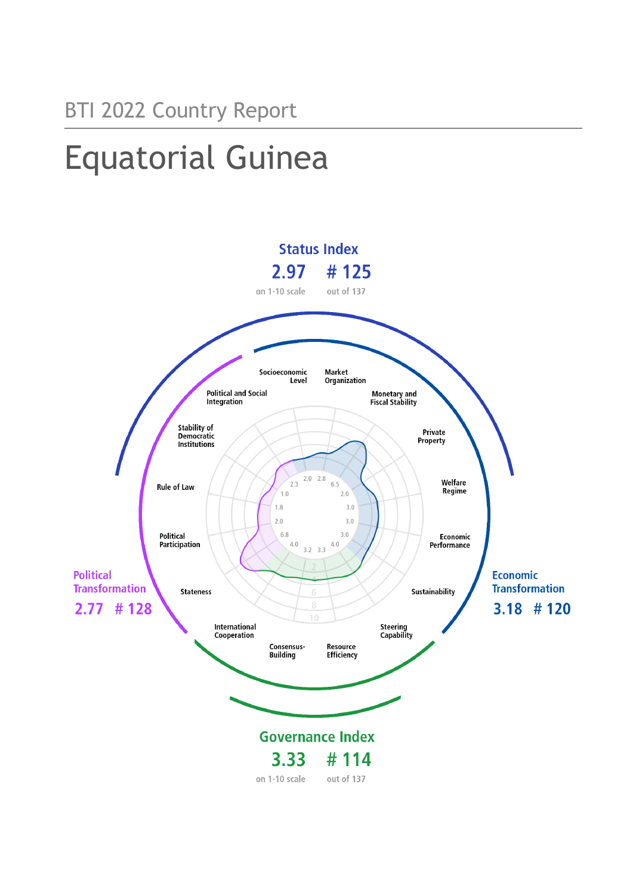BTI 2022 Country Report

# Equatorial Guinea

**Status Index**

**2.97** on 1-10 scale

**# 125** out of 137

**Political Transformation**

**2.77 # 128**

**Economic Transformation**

**3.18 # 120**

**Governance Index**

**3.33** on 1-10 scale

**# 114** out of 137

| Criterion | Score |
| --- | --- |
| Socioeconomic Level | 2.0 |
| Market Organization | 2.8 |
| Monetary and Fiscal Stability | 6.5 |
| Private Property | 2.0 |
| Welfare Regime | 3.0 |
| Economic Performance | 3.0 |
| Sustainability | 3.0 |
| Steering Capability | 4.0 |
| Resource Efficiency | 3.3 |
| Consensus-Building | 3.2 |
| International Cooperation | 4.0 |
| Stateness | 6.8 |
| Political Participation | 2.0 |
| Rule of Law | 1.8 |
| Stability of Democratic Institutions | 1.0 |
| Political and Social Integration | 2.3 |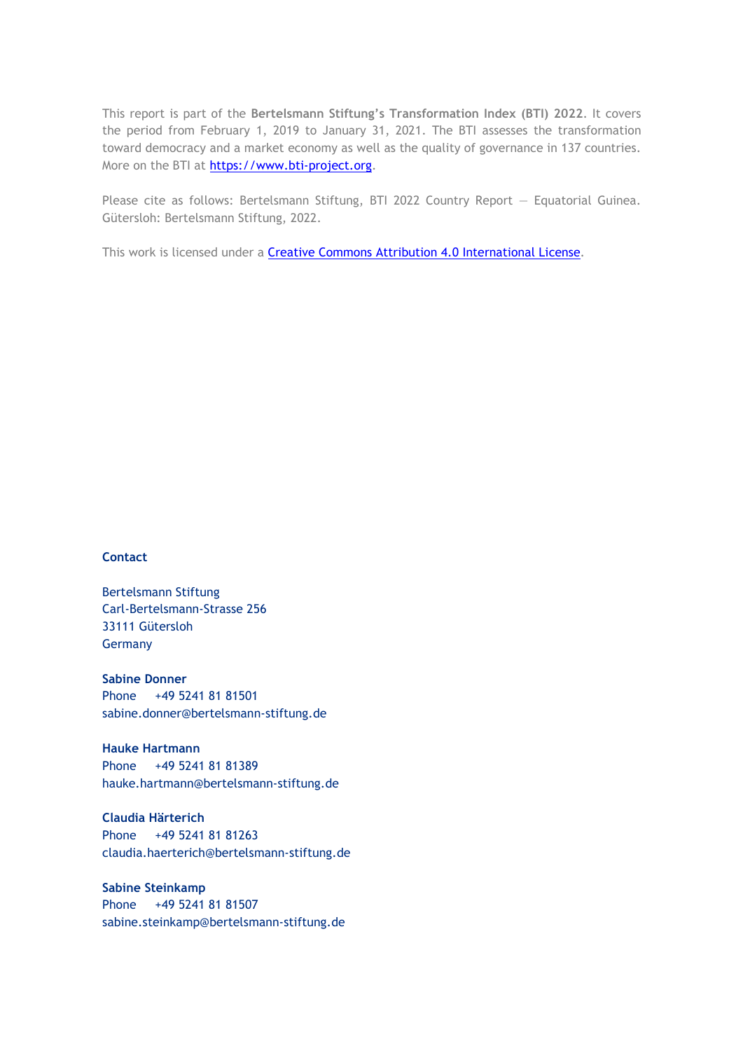This report is part of the **Bertelsmann Stiftung's Transformation Index (BTI) 2022**. It covers the period from February 1, 2019 to January 31, 2021. The BTI assesses the transformation toward democracy and a market economy as well as the quality of governance in 137 countries. More on the BTI at [https://www.bti-project.org](https://www.bti-project.org).

Please cite as follows: Bertelsmann Stiftung, BTI 2022 Country Report — Equatorial Guinea. Gütersloh: Bertelsmann Stiftung, 2022.

This work is licensed under a [Creative Commons Attribution 4.0 International License](https://creativecommons.org/licenses/by/4.0/).

**Contact**

Bertelsmann Stiftung
Carl-Bertelsmann-Strasse 256
33111 Gütersloh
Germany

**Sabine Donner**
Phone +49 5241 81 81501
sabine.donner@bertelsmann-stiftung.de

**Hauke Hartmann**
Phone +49 5241 81 81389
hauke.hartmann@bertelsmann-stiftung.de

**Claudia Härterich**
Phone +49 5241 81 81263
claudia.haerterich@bertelsmann-stiftung.de

**Sabine Steinkamp**
Phone +49 5241 81 81507
sabine.steinkamp@bertelsmann-stiftung.de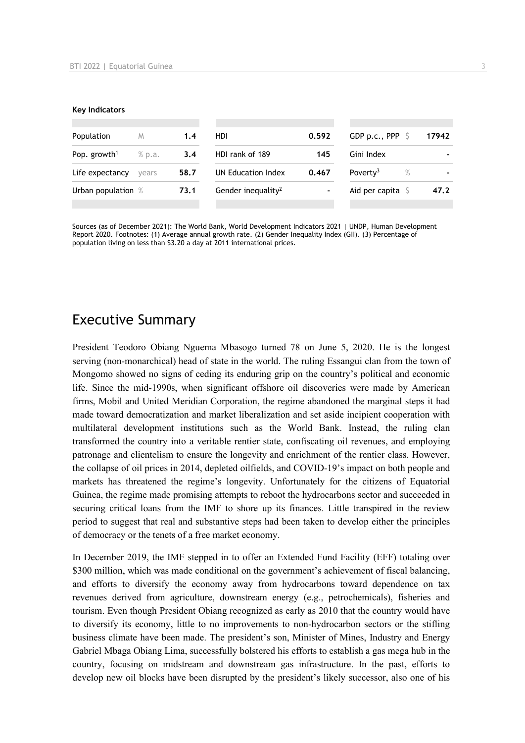**Key Indicators**

| Population | M | 1.4 | HDI | 0.592 | GDP p.c., PPP | $ | 17942 |
|---|---|---|---|---|---|---|---|
| Pop. growth[1] | % p.a. | 3.4 | HDI rank of 189 | 145 | Gini Index | | - |
| Life expectancy | years | 58.7 | UN Education Index | 0.467 | Poverty[3] | % | - |
| Urban population | % | 73.1 | Gender inequality[2] | - | Aid per capita | $ | 47.2 |

Sources (as of December 2021): The World Bank, World Development Indicators 2021 | UNDP, Human Development Report 2020. Footnotes: (1) Average annual growth rate. (2) Gender Inequality Index (GII). (3) Percentage of population living on less than $3.20 a day at 2011 international prices.

# Executive Summary

President Teodoro Obiang Nguema Mbasogo turned 78 on June 5, 2020. He is the longest serving (non-monarchical) head of state in the world. The ruling Essangui clan from the town of Mongomo showed no signs of ceding its enduring grip on the country's political and economic life. Since the mid-1990s, when significant offshore oil discoveries were made by American firms, Mobil and United Meridian Corporation, the regime abandoned the marginal steps it had made toward democratization and market liberalization and set aside incipient cooperation with multilateral development institutions such as the World Bank. Instead, the ruling clan transformed the country into a veritable rentier state, confiscating oil revenues, and employing patronage and clientelism to ensure the longevity and enrichment of the rentier class. However, the collapse of oil prices in 2014, depleted oilfields, and COVID-19's impact on both people and markets has threatened the regime's longevity. Unfortunately for the citizens of Equatorial Guinea, the regime made promising attempts to reboot the hydrocarbons sector and succeeded in securing critical loans from the IMF to shore up its finances. Little transpired in the review period to suggest that real and substantive steps had been taken to develop either the principles of democracy or the tenets of a free market economy.

In December 2019, the IMF stepped in to offer an Extended Fund Facility (EFF) totaling over $300 million, which was made conditional on the government's achievement of fiscal balancing, and efforts to diversify the economy away from hydrocarbons toward dependence on tax revenues derived from agriculture, downstream energy (e.g., petrochemicals), fisheries and tourism. Even though President Obiang recognized as early as 2010 that the country would have to diversify its economy, little to no improvements to non-hydrocarbon sectors or the stifling business climate have been made. The president's son, Minister of Mines, Industry and Energy Gabriel Mbaga Obiang Lima, successfully bolstered his efforts to establish a gas mega hub in the country, focusing on midstream and downstream gas infrastructure. In the past, efforts to develop new oil blocks have been disrupted by the president's likely successor, also one of his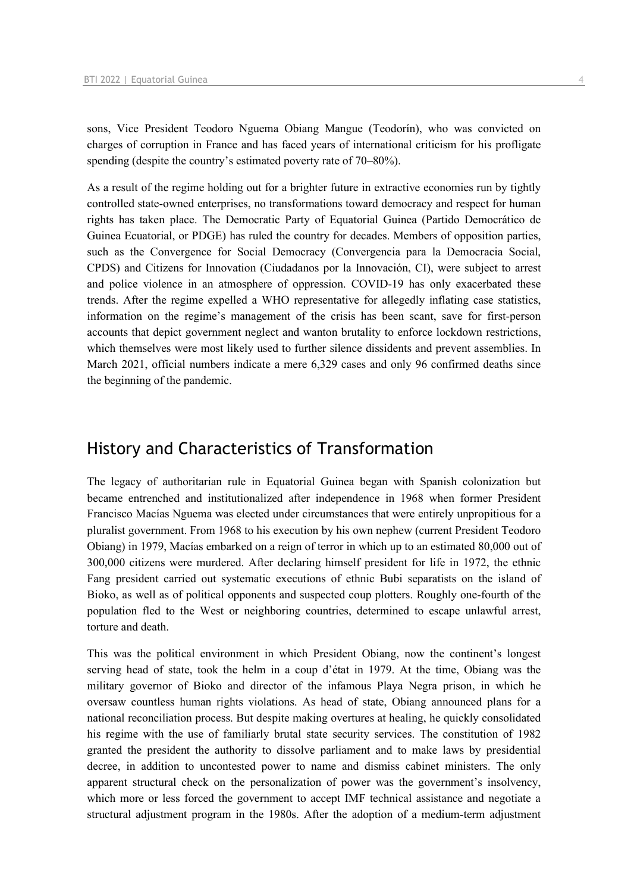sons, Vice President Teodoro Nguema Obiang Mangue (Teodorín), who was convicted on charges of corruption in France and has faced years of international criticism for his profligate spending (despite the country's estimated poverty rate of 70–80%).

As a result of the regime holding out for a brighter future in extractive economies run by tightly controlled state-owned enterprises, no transformations toward democracy and respect for human rights has taken place. The Democratic Party of Equatorial Guinea (Partido Democrático de Guinea Ecuatorial, or PDGE) has ruled the country for decades. Members of opposition parties, such as the Convergence for Social Democracy (Convergencia para la Democracia Social, CPDS) and Citizens for Innovation (Ciudadanos por la Innovación, CI), were subject to arrest and police violence in an atmosphere of oppression. COVID-19 has only exacerbated these trends. After the regime expelled a WHO representative for allegedly inflating case statistics, information on the regime's management of the crisis has been scant, save for first-person accounts that depict government neglect and wanton brutality to enforce lockdown restrictions, which themselves were most likely used to further silence dissidents and prevent assemblies. In March 2021, official numbers indicate a mere 6,329 cases and only 96 confirmed deaths since the beginning of the pandemic.

## History and Characteristics of Transformation

The legacy of authoritarian rule in Equatorial Guinea began with Spanish colonization but became entrenched and institutionalized after independence in 1968 when former President Francisco Macías Nguema was elected under circumstances that were entirely unpropitious for a pluralist government. From 1968 to his execution by his own nephew (current President Teodoro Obiang) in 1979, Macías embarked on a reign of terror in which up to an estimated 80,000 out of 300,000 citizens were murdered. After declaring himself president for life in 1972, the ethnic Fang president carried out systematic executions of ethnic Bubi separatists on the island of Bioko, as well as of political opponents and suspected coup plotters. Roughly one-fourth of the population fled to the West or neighboring countries, determined to escape unlawful arrest, torture and death.

This was the political environment in which President Obiang, now the continent's longest serving head of state, took the helm in a coup d'état in 1979. At the time, Obiang was the military governor of Bioko and director of the infamous Playa Negra prison, in which he oversaw countless human rights violations. As head of state, Obiang announced plans for a national reconciliation process. But despite making overtures at healing, he quickly consolidated his regime with the use of familiarly brutal state security services. The constitution of 1982 granted the president the authority to dissolve parliament and to make laws by presidential decree, in addition to uncontested power to name and dismiss cabinet ministers. The only apparent structural check on the personalization of power was the government's insolvency, which more or less forced the government to accept IMF technical assistance and negotiate a structural adjustment program in the 1980s. After the adoption of a medium-term adjustment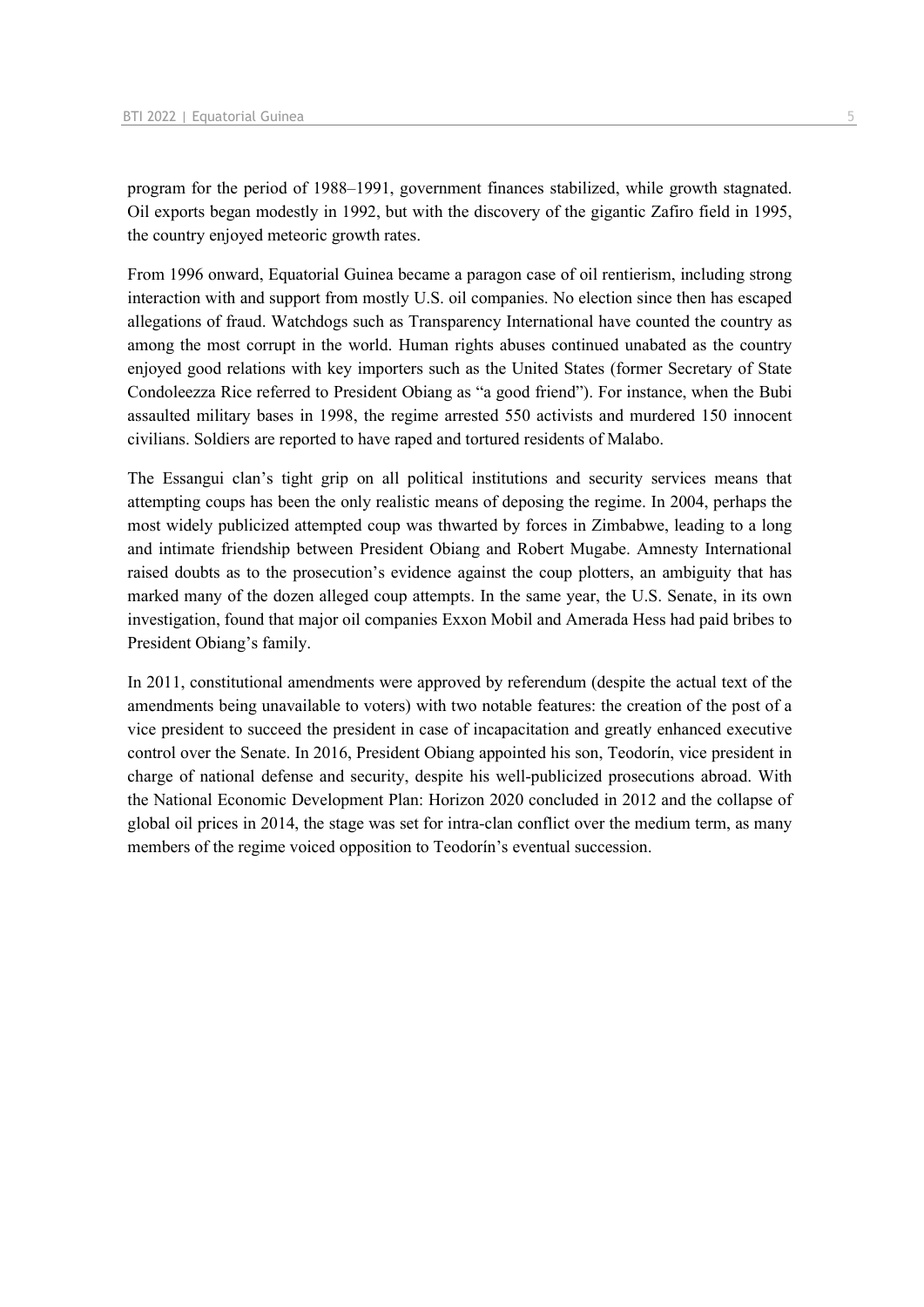program for the period of 1988–1991, government finances stabilized, while growth stagnated. Oil exports began modestly in 1992, but with the discovery of the gigantic Zafiro field in 1995, the country enjoyed meteoric growth rates.

From 1996 onward, Equatorial Guinea became a paragon case of oil rentierism, including strong interaction with and support from mostly U.S. oil companies. No election since then has escaped allegations of fraud. Watchdogs such as Transparency International have counted the country as among the most corrupt in the world. Human rights abuses continued unabated as the country enjoyed good relations with key importers such as the United States (former Secretary of State Condoleezza Rice referred to President Obiang as "a good friend"). For instance, when the Bubi assaulted military bases in 1998, the regime arrested 550 activists and murdered 150 innocent civilians. Soldiers are reported to have raped and tortured residents of Malabo.

The Essangui clan's tight grip on all political institutions and security services means that attempting coups has been the only realistic means of deposing the regime. In 2004, perhaps the most widely publicized attempted coup was thwarted by forces in Zimbabwe, leading to a long and intimate friendship between President Obiang and Robert Mugabe. Amnesty International raised doubts as to the prosecution's evidence against the coup plotters, an ambiguity that has marked many of the dozen alleged coup attempts. In the same year, the U.S. Senate, in its own investigation, found that major oil companies Exxon Mobil and Amerada Hess had paid bribes to President Obiang's family.

In 2011, constitutional amendments were approved by referendum (despite the actual text of the amendments being unavailable to voters) with two notable features: the creation of the post of a vice president to succeed the president in case of incapacitation and greatly enhanced executive control over the Senate. In 2016, President Obiang appointed his son, Teodorín, vice president in charge of national defense and security, despite his well-publicized prosecutions abroad. With the National Economic Development Plan: Horizon 2020 concluded in 2012 and the collapse of global oil prices in 2014, the stage was set for intra-clan conflict over the medium term, as many members of the regime voiced opposition to Teodorín's eventual succession.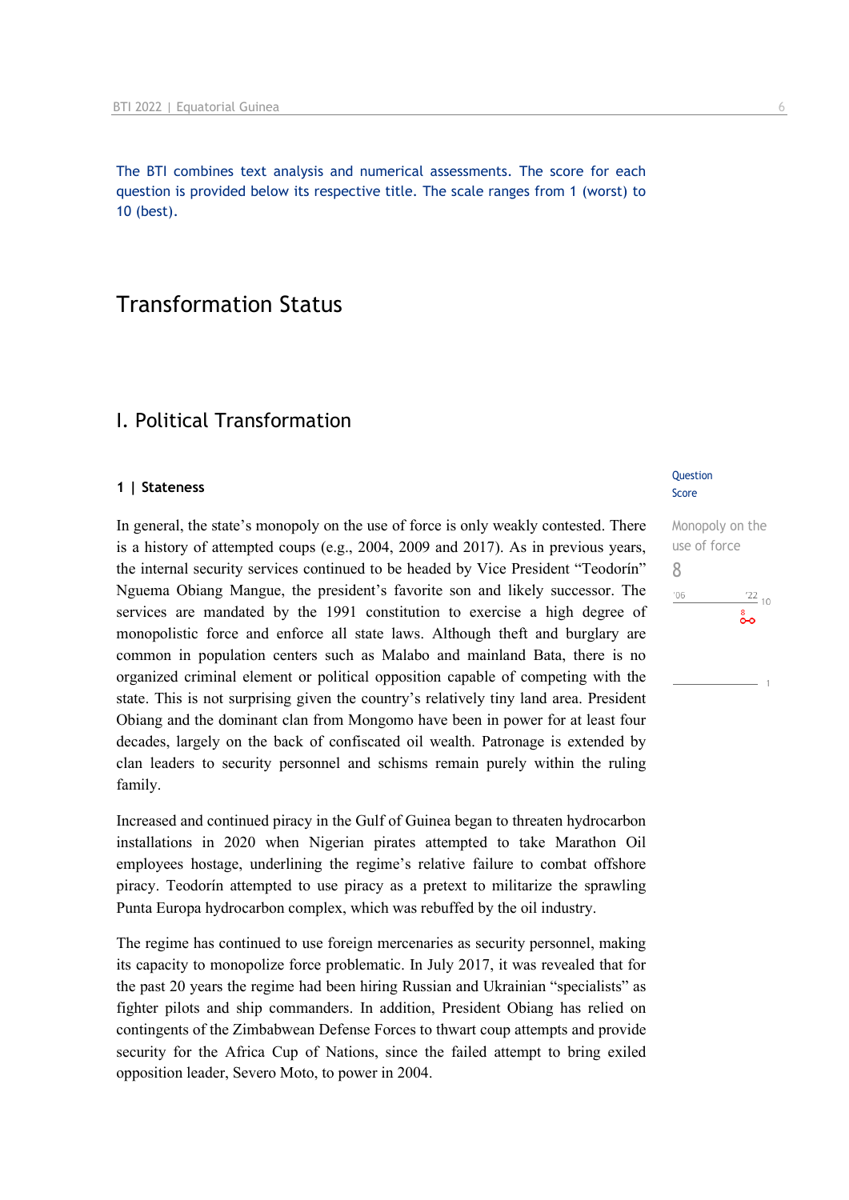The BTI combines text analysis and numerical assessments. The score for each question is provided below its respective title. The scale ranges from 1 (worst) to 10 (best).

# Transformation Status

## I. Political Transformation

### 1 | Stateness

Question Score

**Monopoly on the use of force**
8

In general, the state's monopoly on the use of force is only weakly contested. There is a history of attempted coups (e.g., 2004, 2009 and 2017). As in previous years, the internal security services continued to be headed by Vice President "Teodorín" Nguema Obiang Mangue, the president's favorite son and likely successor. The services are mandated by the 1991 constitution to exercise a high degree of monopolistic force and enforce all state laws. Although theft and burglary are common in population centers such as Malabo and mainland Bata, there is no organized criminal element or political opposition capable of competing with the state. This is not surprising given the country's relatively tiny land area. President Obiang and the dominant clan from Mongomo have been in power for at least four decades, largely on the back of confiscated oil wealth. Patronage is extended by clan leaders to security personnel and schisms remain purely within the ruling family.

Increased and continued piracy in the Gulf of Guinea began to threaten hydrocarbon installations in 2020 when Nigerian pirates attempted to take Marathon Oil employees hostage, underlining the regime's relative failure to combat offshore piracy. Teodorín attempted to use piracy as a pretext to militarize the sprawling Punta Europa hydrocarbon complex, which was rebuffed by the oil industry.

The regime has continued to use foreign mercenaries as security personnel, making its capacity to monopolize force problematic. In July 2017, it was revealed that for the past 20 years the regime had been hiring Russian and Ukrainian "specialists" as fighter pilots and ship commanders. In addition, President Obiang has relied on contingents of the Zimbabwean Defense Forces to thwart coup attempts and provide security for the Africa Cup of Nations, since the failed attempt to bring exiled opposition leader, Severo Moto, to power in 2004.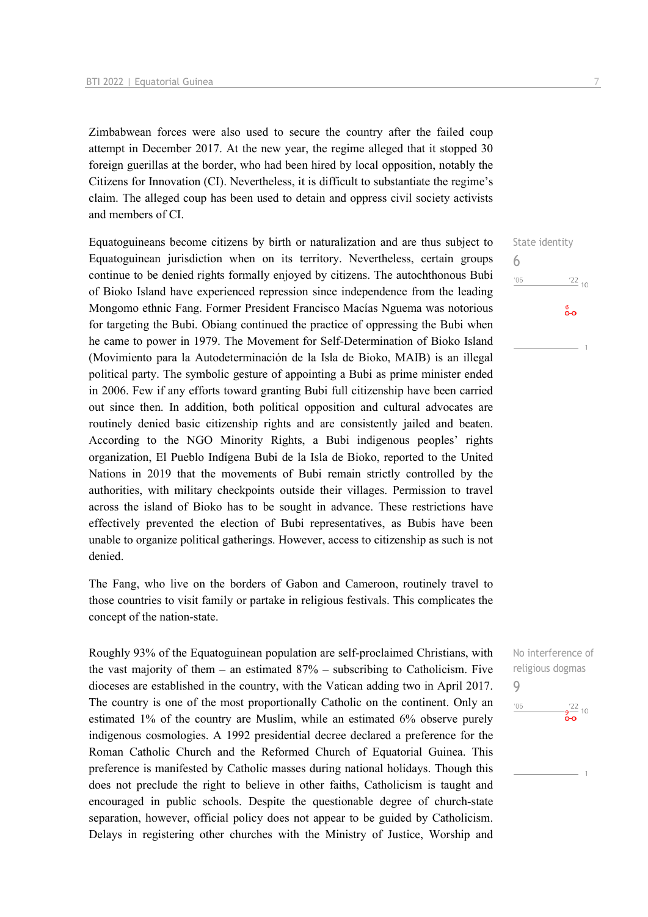Zimbabwean forces were also used to secure the country after the failed coup attempt in December 2017. At the new year, the regime alleged that it stopped 30 foreign guerillas at the border, who had been hired by local opposition, notably the Citizens for Innovation (CI). Nevertheless, it is difficult to substantiate the regime's claim. The alleged coup has been used to detain and oppress civil society activists and members of CI.

State identity
6

Equatoguineans become citizens by birth or naturalization and are thus subject to Equatoguinean jurisdiction when on its territory. Nevertheless, certain groups continue to be denied rights formally enjoyed by citizens. The autochthonous Bubi of Bioko Island have experienced repression since independence from the leading Mongomo ethnic Fang. Former President Francisco Macías Nguema was notorious for targeting the Bubi. Obiang continued the practice of oppressing the Bubi when he came to power in 1979. The Movement for Self-Determination of Bioko Island (Movimiento para la Autodeterminación de la Isla de Bioko, MAIB) is an illegal political party. The symbolic gesture of appointing a Bubi as prime minister ended in 2006. Few if any efforts toward granting Bubi full citizenship have been carried out since then. In addition, both political opposition and cultural advocates are routinely denied basic citizenship rights and are consistently jailed and beaten. According to the NGO Minority Rights, a Bubi indigenous peoples' rights organization, El Pueblo Indígena Bubi de la Isla de Bioko, reported to the United Nations in 2019 that the movements of Bubi remain strictly controlled by the authorities, with military checkpoints outside their villages. Permission to travel across the island of Bioko has to be sought in advance. These restrictions have effectively prevented the election of Bubi representatives, as Bubis have been unable to organize political gatherings. However, access to citizenship as such is not denied.

The Fang, who live on the borders of Gabon and Cameroon, routinely travel to those countries to visit family or partake in religious festivals. This complicates the concept of the nation-state.

No interference of religious dogmas
9

Roughly 93% of the Equatoguinean population are self-proclaimed Christians, with the vast majority of them – an estimated 87% – subscribing to Catholicism. Five dioceses are established in the country, with the Vatican adding two in April 2017. The country is one of the most proportionally Catholic on the continent. Only an estimated 1% of the country are Muslim, while an estimated 6% observe purely indigenous cosmologies. A 1992 presidential decree declared a preference for the Roman Catholic Church and the Reformed Church of Equatorial Guinea. This preference is manifested by Catholic masses during national holidays. Though this does not preclude the right to believe in other faiths, Catholicism is taught and encouraged in public schools. Despite the questionable degree of church-state separation, however, official policy does not appear to be guided by Catholicism. Delays in registering other churches with the Ministry of Justice, Worship and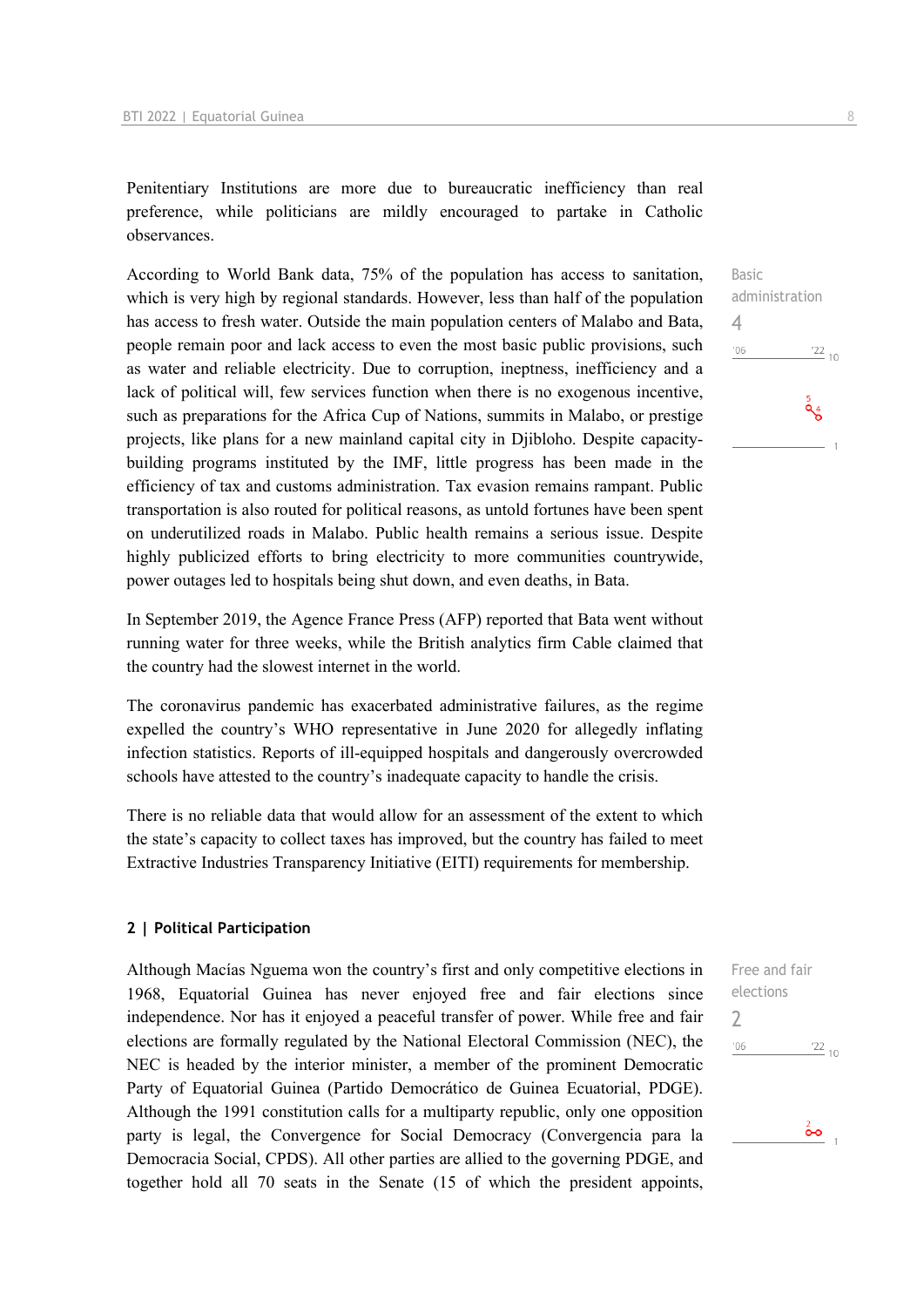Penitentiary Institutions are more due to bureaucratic inefficiency than real preference, while politicians are mildly encouraged to partake in Catholic observances.

Basic administration
4
'06 '22 10
5 4
1

According to World Bank data, 75% of the population has access to sanitation, which is very high by regional standards. However, less than half of the population has access to fresh water. Outside the main population centers of Malabo and Bata, people remain poor and lack access to even the most basic public provisions, such as water and reliable electricity. Due to corruption, ineptness, inefficiency and a lack of political will, few services function when there is no exogenous incentive, such as preparations for the Africa Cup of Nations, summits in Malabo, or prestige projects, like plans for a new mainland capital city in Djibloho. Despite capacity-building programs instituted by the IMF, little progress has been made in the efficiency of tax and customs administration. Tax evasion remains rampant. Public transportation is also routed for political reasons, as untold fortunes have been spent on underutilized roads in Malabo. Public health remains a serious issue. Despite highly publicized efforts to bring electricity to more communities countrywide, power outages led to hospitals being shut down, and even deaths, in Bata.

In September 2019, the Agence France Press (AFP) reported that Bata went without running water for three weeks, while the British analytics firm Cable claimed that the country had the slowest internet in the world.

The coronavirus pandemic has exacerbated administrative failures, as the regime expelled the country's WHO representative in June 2020 for allegedly inflating infection statistics. Reports of ill-equipped hospitals and dangerously overcrowded schools have attested to the country's inadequate capacity to handle the crisis.

There is no reliable data that would allow for an assessment of the extent to which the state's capacity to collect taxes has improved, but the country has failed to meet Extractive Industries Transparency Initiative (EITI) requirements for membership.

### 2 | Political Participation

Free and fair elections
2
'06 '22 10
2
1

Although Macías Nguema won the country's first and only competitive elections in 1968, Equatorial Guinea has never enjoyed free and fair elections since independence. Nor has it enjoyed a peaceful transfer of power. While free and fair elections are formally regulated by the National Electoral Commission (NEC), the NEC is headed by the interior minister, a member of the prominent Democratic Party of Equatorial Guinea (Partido Democrático de Guinea Ecuatorial, PDGE). Although the 1991 constitution calls for a multiparty republic, only one opposition party is legal, the Convergence for Social Democracy (Convergencia para la Democracia Social, CPDS). All other parties are allied to the governing PDGE, and together hold all 70 seats in the Senate (15 of which the president appoints,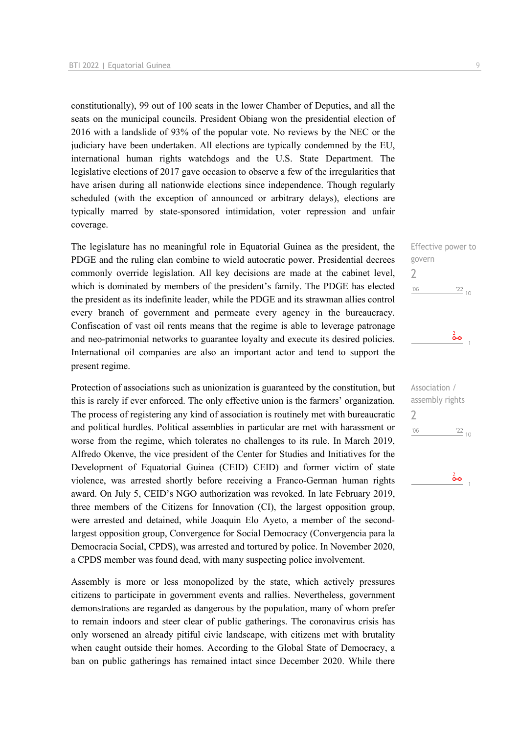constitutionally), 99 out of 100 seats in the lower Chamber of Deputies, and all the seats on the municipal councils. President Obiang won the presidential election of 2016 with a landslide of 93% of the popular vote. No reviews by the NEC or the judiciary have been undertaken. All elections are typically condemned by the EU, international human rights watchdogs and the U.S. State Department. The legislative elections of 2017 gave occasion to observe a few of the irregularities that have arisen during all nationwide elections since independence. Though regularly scheduled (with the exception of announced or arbitrary delays), elections are typically marred by state-sponsored intimidation, voter repression and unfair coverage.

Effective power to govern
2

The legislature has no meaningful role in Equatorial Guinea as the president, the PDGE and the ruling clan combine to wield autocratic power. Presidential decrees commonly override legislation. All key decisions are made at the cabinet level, which is dominated by members of the president's family. The PDGE has elected the president as its indefinite leader, while the PDGE and its strawman allies control every branch of government and permeate every agency in the bureaucracy. Confiscation of vast oil rents means that the regime is able to leverage patronage and neo-patrimonial networks to guarantee loyalty and execute its desired policies. International oil companies are also an important actor and tend to support the present regime.

Association / assembly rights
2

Protection of associations such as unionization is guaranteed by the constitution, but this is rarely if ever enforced. The only effective union is the farmers' organization. The process of registering any kind of association is routinely met with bureaucratic and political hurdles. Political assemblies in particular are met with harassment or worse from the regime, which tolerates no challenges to its rule. In March 2019, Alfredo Okenve, the vice president of the Center for Studies and Initiatives for the Development of Equatorial Guinea (CEID) CEID) and former victim of state violence, was arrested shortly before receiving a Franco-German human rights award. On July 5, CEID's NGO authorization was revoked. In late February 2019, three members of the Citizens for Innovation (CI), the largest opposition group, were arrested and detained, while Joaquin Elo Ayeto, a member of the second-largest opposition group, Convergence for Social Democracy (Convergencia para la Democracia Social, CPDS), was arrested and tortured by police. In November 2020, a CPDS member was found dead, with many suspecting police involvement.

Assembly is more or less monopolized by the state, which actively pressures citizens to participate in government events and rallies. Nevertheless, government demonstrations are regarded as dangerous by the population, many of whom prefer to remain indoors and steer clear of public gatherings. The coronavirus crisis has only worsened an already pitiful civic landscape, with citizens met with brutality when caught outside their homes. According to the Global State of Democracy, a ban on public gatherings has remained intact since December 2020. While there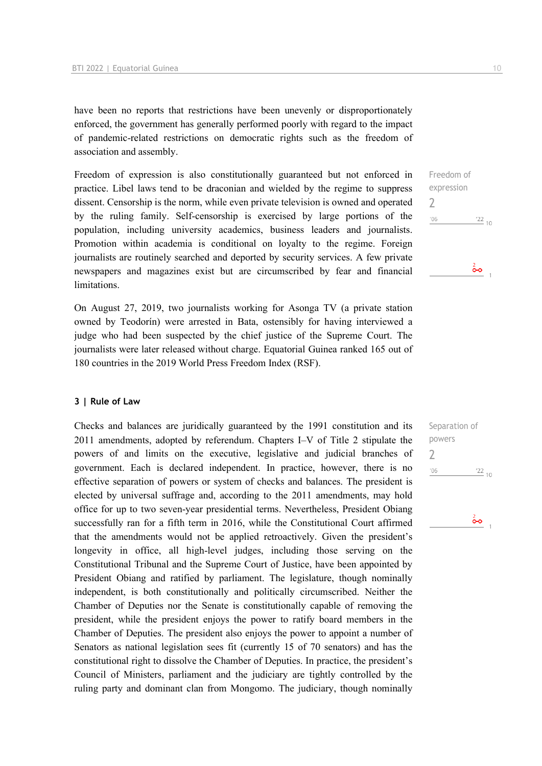have been no reports that restrictions have been unevenly or disproportionately enforced, the government has generally performed poorly with regard to the impact of pandemic-related restrictions on democratic rights such as the freedom of association and assembly.

Freedom of expression
2

Freedom of expression is also constitutionally guaranteed but not enforced in practice. Libel laws tend to be draconian and wielded by the regime to suppress dissent. Censorship is the norm, while even private television is owned and operated by the ruling family. Self-censorship is exercised by large portions of the population, including university academics, business leaders and journalists. Promotion within academia is conditional on loyalty to the regime. Foreign journalists are routinely searched and deported by security services. A few private newspapers and magazines exist but are circumscribed by fear and financial limitations.

On August 27, 2019, two journalists working for Asonga TV (a private station owned by Teodorín) were arrested in Bata, ostensibly for having interviewed a judge who had been suspected by the chief justice of the Supreme Court. The journalists were later released without charge. Equatorial Guinea ranked 165 out of 180 countries in the 2019 World Press Freedom Index (RSF).

### 3 | Rule of Law

Separation of powers
2

Checks and balances are juridically guaranteed by the 1991 constitution and its 2011 amendments, adopted by referendum. Chapters I–V of Title 2 stipulate the powers of and limits on the executive, legislative and judicial branches of government. Each is declared independent. In practice, however, there is no effective separation of powers or system of checks and balances. The president is elected by universal suffrage and, according to the 2011 amendments, may hold office for up to two seven-year presidential terms. Nevertheless, President Obiang successfully ran for a fifth term in 2016, while the Constitutional Court affirmed that the amendments would not be applied retroactively. Given the president's longevity in office, all high-level judges, including those serving on the Constitutional Tribunal and the Supreme Court of Justice, have been appointed by President Obiang and ratified by parliament. The legislature, though nominally independent, is both constitutionally and politically circumscribed. Neither the Chamber of Deputies nor the Senate is constitutionally capable of removing the president, while the president enjoys the power to ratify board members in the Chamber of Deputies. The president also enjoys the power to appoint a number of Senators as national legislation sees fit (currently 15 of 70 senators) and has the constitutional right to dissolve the Chamber of Deputies. In practice, the president's Council of Ministers, parliament and the judiciary are tightly controlled by the ruling party and dominant clan from Mongomo. The judiciary, though nominally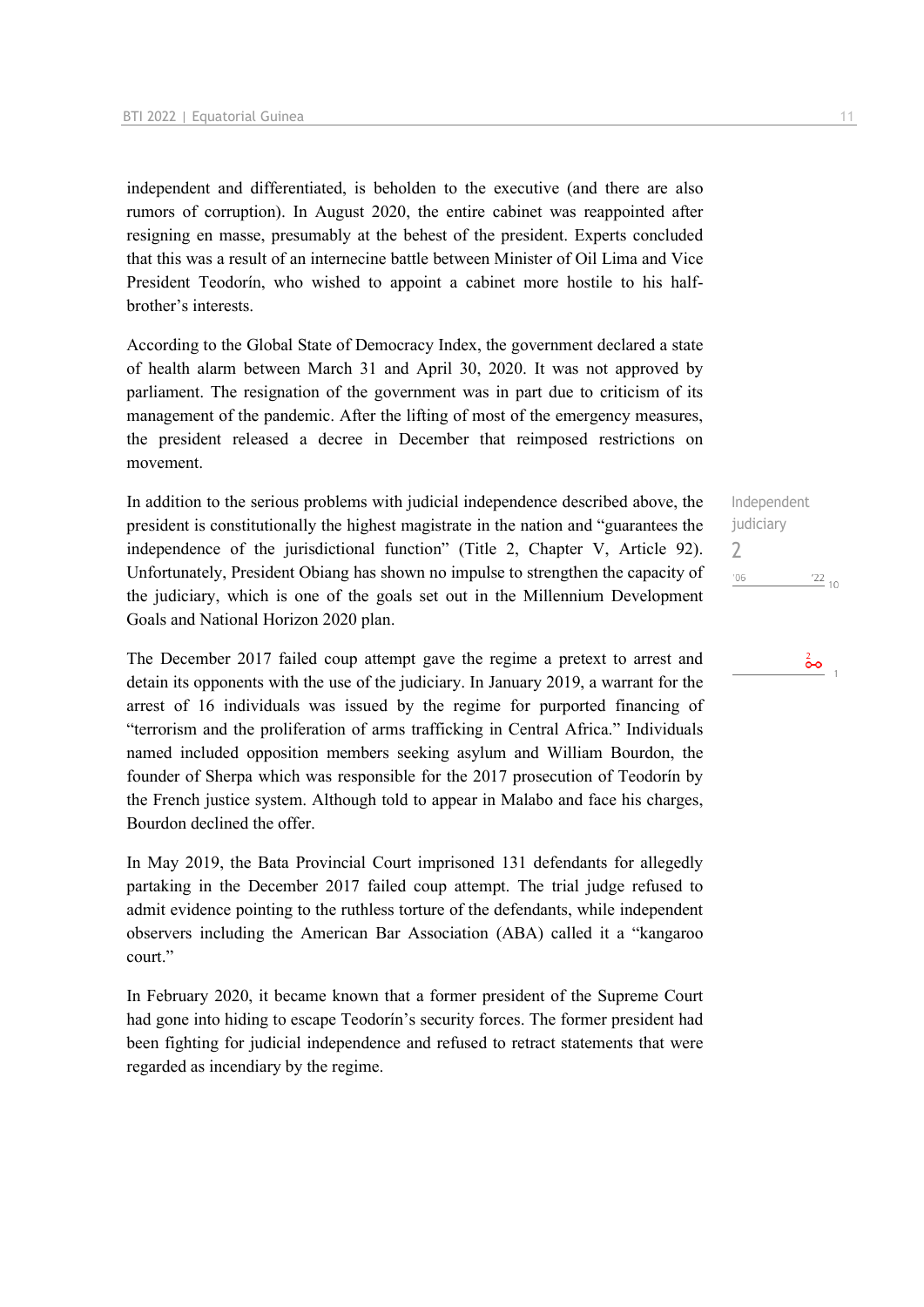independent and differentiated, is beholden to the executive (and there are also rumors of corruption). In August 2020, the entire cabinet was reappointed after resigning en masse, presumably at the behest of the president. Experts concluded that this was a result of an internecine battle between Minister of Oil Lima and Vice President Teodorín, who wished to appoint a cabinet more hostile to his half-brother's interests.

According to the Global State of Democracy Index, the government declared a state of health alarm between March 31 and April 30, 2020. It was not approved by parliament. The resignation of the government was in part due to criticism of its management of the pandemic. After the lifting of most of the emergency measures, the president released a decree in December that reimposed restrictions on movement.

Independent judiciary
2

In addition to the serious problems with judicial independence described above, the president is constitutionally the highest magistrate in the nation and "guarantees the independence of the jurisdictional function" (Title 2, Chapter V, Article 92). Unfortunately, President Obiang has shown no impulse to strengthen the capacity of the judiciary, which is one of the goals set out in the Millennium Development Goals and National Horizon 2020 plan.

The December 2017 failed coup attempt gave the regime a pretext to arrest and detain its opponents with the use of the judiciary. In January 2019, a warrant for the arrest of 16 individuals was issued by the regime for purported financing of "terrorism and the proliferation of arms trafficking in Central Africa." Individuals named included opposition members seeking asylum and William Bourdon, the founder of Sherpa which was responsible for the 2017 prosecution of Teodorín by the French justice system. Although told to appear in Malabo and face his charges, Bourdon declined the offer.

In May 2019, the Bata Provincial Court imprisoned 131 defendants for allegedly partaking in the December 2017 failed coup attempt. The trial judge refused to admit evidence pointing to the ruthless torture of the defendants, while independent observers including the American Bar Association (ABA) called it a "kangaroo court."

In February 2020, it became known that a former president of the Supreme Court had gone into hiding to escape Teodorín's security forces. The former president had been fighting for judicial independence and refused to retract statements that were regarded as incendiary by the regime.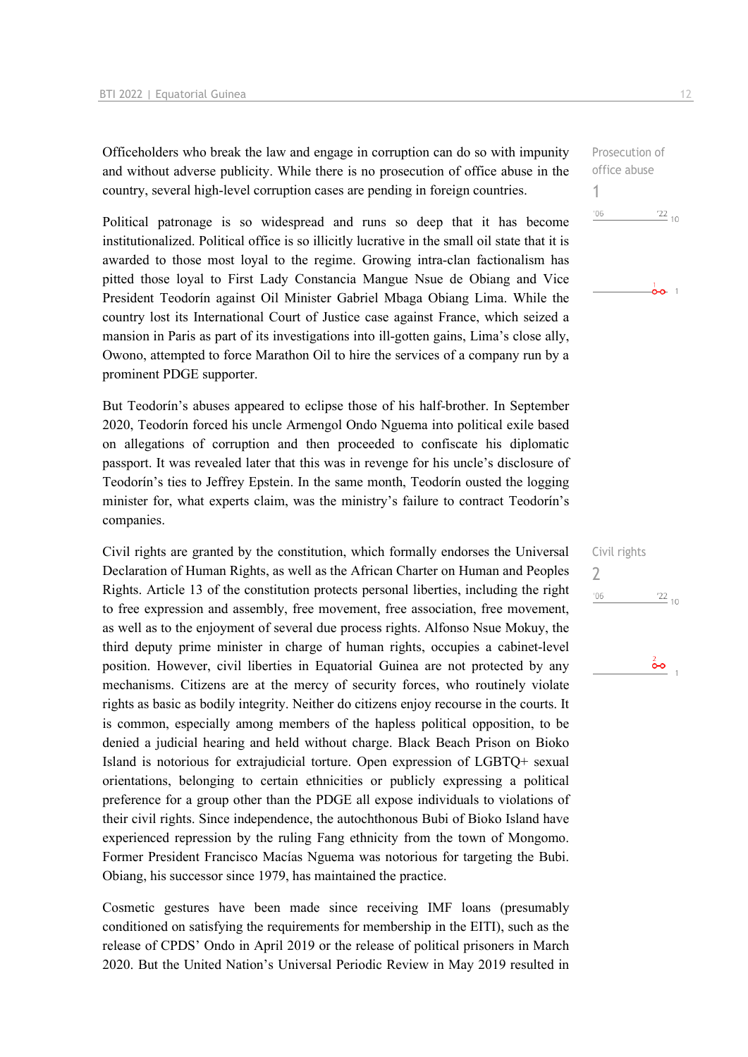Officeholders who break the law and engage in corruption can do so with impunity and without adverse publicity. While there is no prosecution of office abuse in the country, several high-level corruption cases are pending in foreign countries.

Prosecution of office abuse
1

Political patronage is so widespread and runs so deep that it has become institutionalized. Political office is so illicitly lucrative in the small oil state that it is awarded to those most loyal to the regime. Growing intra-clan factionalism has pitted those loyal to First Lady Constancia Mangue Nsue de Obiang and Vice President Teodorín against Oil Minister Gabriel Mbaga Obiang Lima. While the country lost its International Court of Justice case against France, which seized a mansion in Paris as part of its investigations into ill-gotten gains, Lima's close ally, Owono, attempted to force Marathon Oil to hire the services of a company run by a prominent PDGE supporter.

But Teodorín's abuses appeared to eclipse those of his half-brother. In September 2020, Teodorín forced his uncle Armengol Ondo Nguema into political exile based on allegations of corruption and then proceeded to confiscate his diplomatic passport. It was revealed later that this was in revenge for his uncle's disclosure of Teodorín's ties to Jeffrey Epstein. In the same month, Teodorín ousted the logging minister for, what experts claim, was the ministry's failure to contract Teodorín's companies.

Civil rights are granted by the constitution, which formally endorses the Universal Declaration of Human Rights, as well as the African Charter on Human and Peoples Rights. Article 13 of the constitution protects personal liberties, including the right to free expression and assembly, free movement, free association, free movement, as well as to the enjoyment of several due process rights. Alfonso Nsue Mokuy, the third deputy prime minister in charge of human rights, occupies a cabinet-level position. However, civil liberties in Equatorial Guinea are not protected by any mechanisms. Citizens are at the mercy of security forces, who routinely violate rights as basic as bodily integrity. Neither do citizens enjoy recourse in the courts. It is common, especially among members of the hapless political opposition, to be denied a judicial hearing and held without charge. Black Beach Prison on Bioko Island is notorious for extrajudicial torture. Open expression of LGBTQ+ sexual orientations, belonging to certain ethnicities or publicly expressing a political preference for a group other than the PDGE all expose individuals to violations of their civil rights. Since independence, the autochthonous Bubi of Bioko Island have experienced repression by the ruling Fang ethnicity from the town of Mongomo. Former President Francisco Macías Nguema was notorious for targeting the Bubi. Obiang, his successor since 1979, has maintained the practice.

Civil rights
2

Cosmetic gestures have been made since receiving IMF loans (presumably conditioned on satisfying the requirements for membership in the EITI), such as the release of CPDS' Ondo in April 2019 or the release of political prisoners in March 2020. But the United Nation's Universal Periodic Review in May 2019 resulted in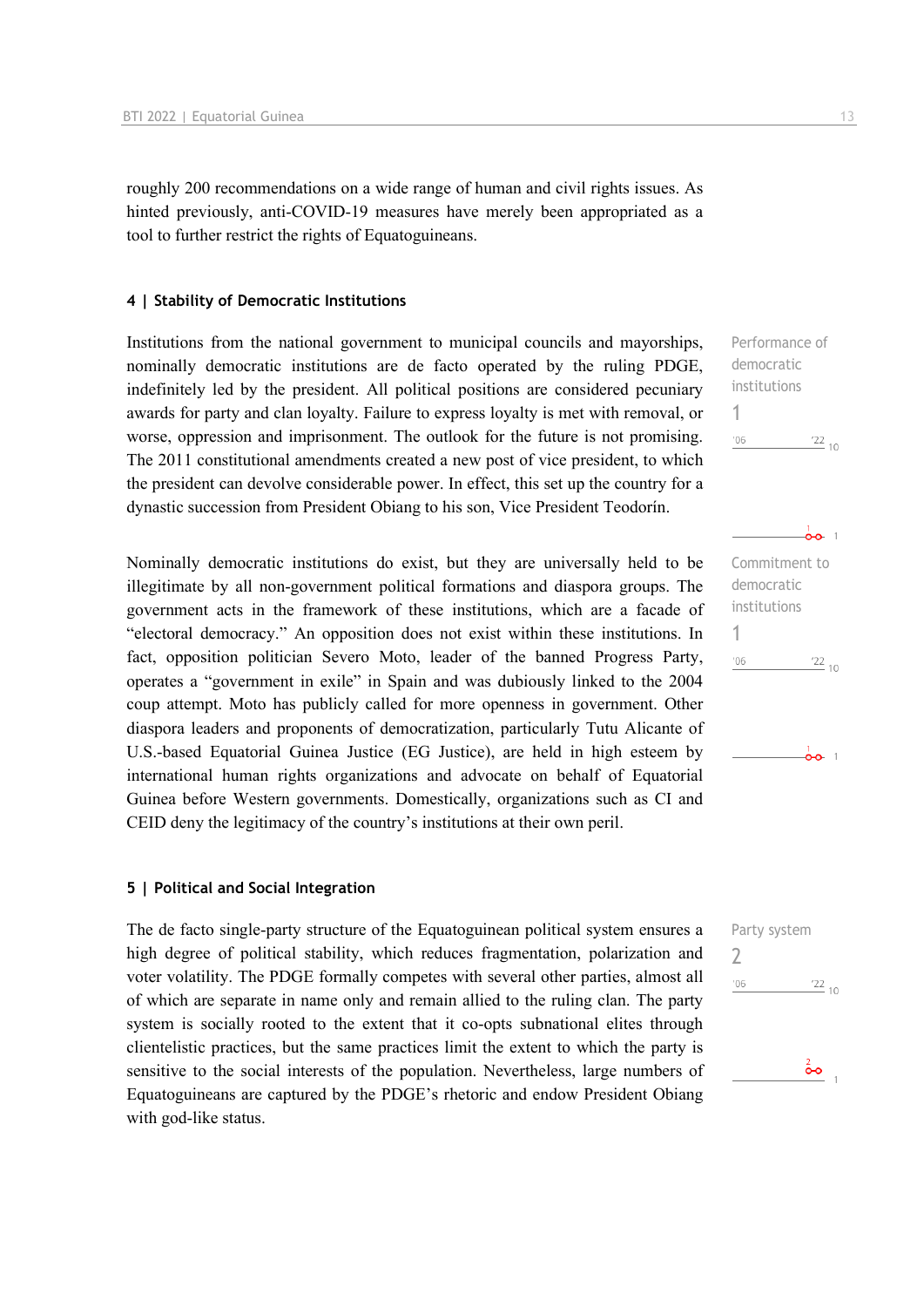roughly 200 recommendations on a wide range of human and civil rights issues. As hinted previously, anti-COVID-19 measures have merely been appropriated as a tool to further restrict the rights of Equatoguineans.

## 4 | Stability of Democratic Institutions

Performance of democratic institutions
1

Institutions from the national government to municipal councils and mayorships, nominally democratic institutions are de facto operated by the ruling PDGE, indefinitely led by the president. All political positions are considered pecuniary awards for party and clan loyalty. Failure to express loyalty is met with removal, or worse, oppression and imprisonment. The outlook for the future is not promising. The 2011 constitutional amendments created a new post of vice president, to which the president can devolve considerable power. In effect, this set up the country for a dynastic succession from President Obiang to his son, Vice President Teodorín.

Commitment to democratic institutions
1

Nominally democratic institutions do exist, but they are universally held to be illegitimate by all non-government political formations and diaspora groups. The government acts in the framework of these institutions, which are a facade of "electoral democracy." An opposition does not exist within these institutions. In fact, opposition politician Severo Moto, leader of the banned Progress Party, operates a "government in exile" in Spain and was dubiously linked to the 2004 coup attempt. Moto has publicly called for more openness in government. Other diaspora leaders and proponents of democratization, particularly Tutu Alicante of U.S.-based Equatorial Guinea Justice (EG Justice), are held in high esteem by international human rights organizations and advocate on behalf of Equatorial Guinea before Western governments. Domestically, organizations such as CI and CEID deny the legitimacy of the country's institutions at their own peril.

## 5 | Political and Social Integration

Party system
2

The de facto single-party structure of the Equatoguinean political system ensures a high degree of political stability, which reduces fragmentation, polarization and voter volatility. The PDGE formally competes with several other parties, almost all of which are separate in name only and remain allied to the ruling clan. The party system is socially rooted to the extent that it co-opts subnational elites through clientelistic practices, but the same practices limit the extent to which the party is sensitive to the social interests of the population. Nevertheless, large numbers of Equatoguineans are captured by the PDGE's rhetoric and endow President Obiang with god-like status.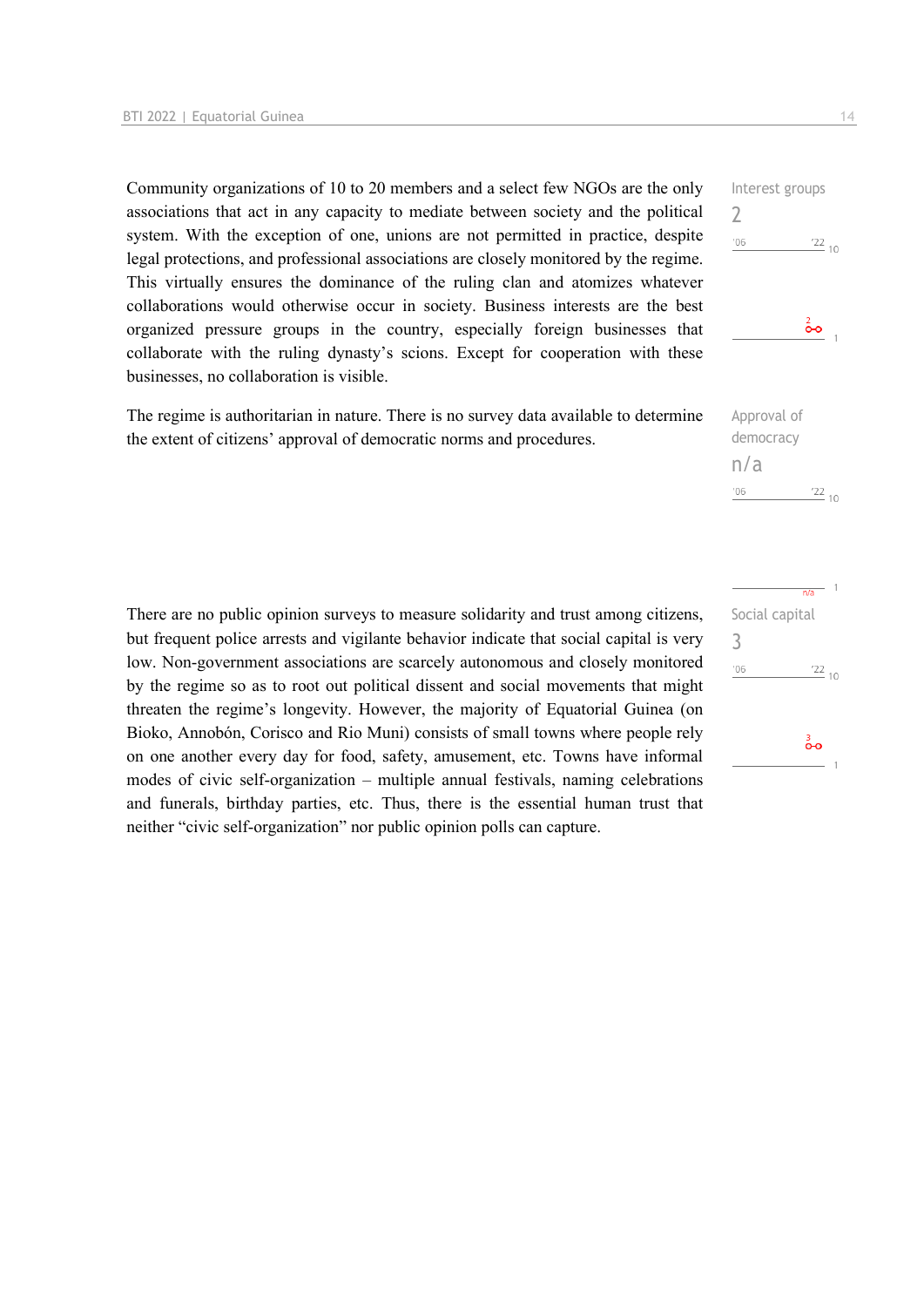Community organizations of 10 to 20 members and a select few NGOs are the only associations that act in any capacity to mediate between society and the political system. With the exception of one, unions are not permitted in practice, despite legal protections, and professional associations are closely monitored by the regime. This virtually ensures the dominance of the ruling clan and atomizes whatever collaborations would otherwise occur in society. Business interests are the best organized pressure groups in the country, especially foreign businesses that collaborate with the ruling dynasty's scions. Except for cooperation with these businesses, no collaboration is visible.

Interest groups
2

The regime is authoritarian in nature. There is no survey data available to determine the extent of citizens' approval of democratic norms and procedures.

Approval of democracy
n/a

There are no public opinion surveys to measure solidarity and trust among citizens, but frequent police arrests and vigilante behavior indicate that social capital is very low. Non-government associations are scarcely autonomous and closely monitored by the regime so as to root out political dissent and social movements that might threaten the regime's longevity. However, the majority of Equatorial Guinea (on Bioko, Annobón, Corisco and Rio Muni) consists of small towns where people rely on one another every day for food, safety, amusement, etc. Towns have informal modes of civic self-organization – multiple annual festivals, naming celebrations and funerals, birthday parties, etc. Thus, there is the essential human trust that neither "civic self-organization" nor public opinion polls can capture.

Social capital
3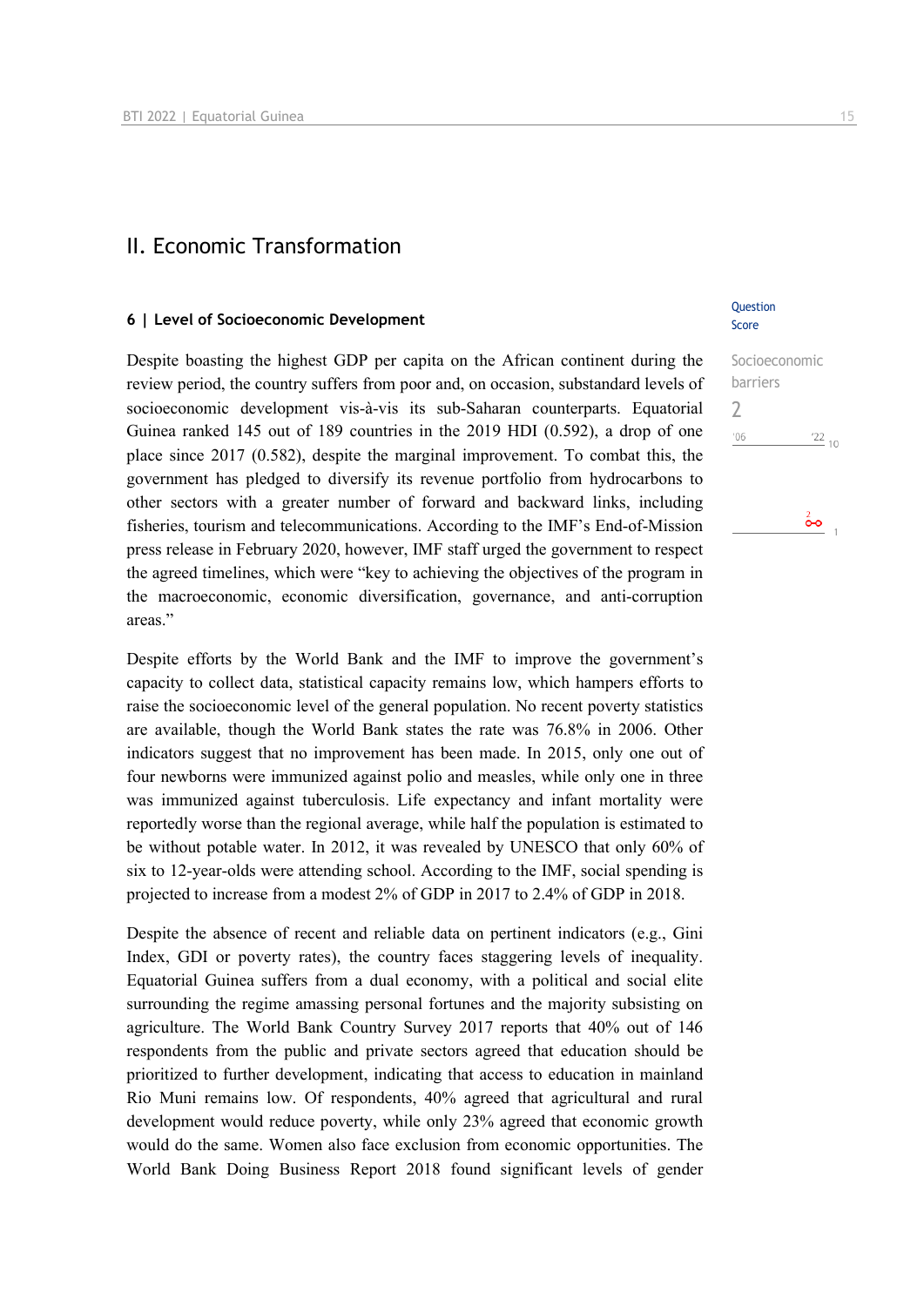## II. Economic Transformation

### 6 | Level of Socioeconomic Development

Question Score

Socioeconomic barriers
2

Despite boasting the highest GDP per capita on the African continent during the review period, the country suffers from poor and, on occasion, substandard levels of socioeconomic development vis-à-vis its sub-Saharan counterparts. Equatorial Guinea ranked 145 out of 189 countries in the 2019 HDI (0.592), a drop of one place since 2017 (0.582), despite the marginal improvement. To combat this, the government has pledged to diversify its revenue portfolio from hydrocarbons to other sectors with a greater number of forward and backward links, including fisheries, tourism and telecommunications. According to the IMF's End-of-Mission press release in February 2020, however, IMF staff urged the government to respect the agreed timelines, which were "key to achieving the objectives of the program in the macroeconomic, economic diversification, governance, and anti-corruption areas."

Despite efforts by the World Bank and the IMF to improve the government's capacity to collect data, statistical capacity remains low, which hampers efforts to raise the socioeconomic level of the general population. No recent poverty statistics are available, though the World Bank states the rate was 76.8% in 2006. Other indicators suggest that no improvement has been made. In 2015, only one out of four newborns were immunized against polio and measles, while only one in three was immunized against tuberculosis. Life expectancy and infant mortality were reportedly worse than the regional average, while half the population is estimated to be without potable water. In 2012, it was revealed by UNESCO that only 60% of six to 12-year-olds were attending school. According to the IMF, social spending is projected to increase from a modest 2% of GDP in 2017 to 2.4% of GDP in 2018.

Despite the absence of recent and reliable data on pertinent indicators (e.g., Gini Index, GDI or poverty rates), the country faces staggering levels of inequality. Equatorial Guinea suffers from a dual economy, with a political and social elite surrounding the regime amassing personal fortunes and the majority subsisting on agriculture. The World Bank Country Survey 2017 reports that 40% out of 146 respondents from the public and private sectors agreed that education should be prioritized to further development, indicating that access to education in mainland Rio Muni remains low. Of respondents, 40% agreed that agricultural and rural development would reduce poverty, while only 23% agreed that economic growth would do the same. Women also face exclusion from economic opportunities. The World Bank Doing Business Report 2018 found significant levels of gender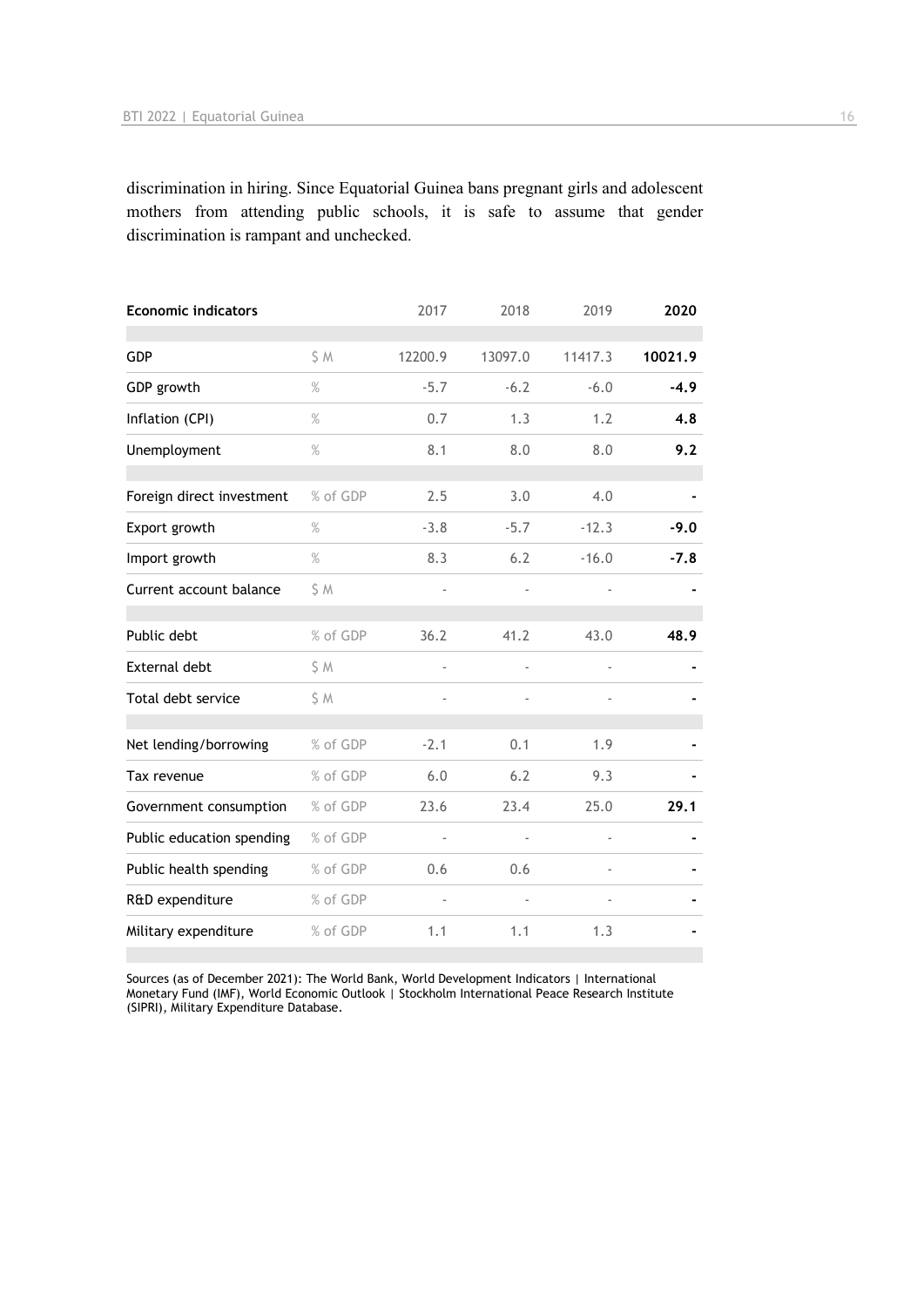discrimination in hiring. Since Equatorial Guinea bans pregnant girls and adolescent mothers from attending public schools, it is safe to assume that gender discrimination is rampant and unchecked.

| Economic indicators | | 2017 | 2018 | 2019 | 2020 |
|---|---|---|---|---|---|
| GDP | $ M | 12200.9 | 13097.0 | 11417.3 | **10021.9** |
| GDP growth | % | -5.7 | -6.2 | -6.0 | **-4.9** |
| Inflation (CPI) | % | 0.7 | 1.3 | 1.2 | **4.8** |
| Unemployment | % | 8.1 | 8.0 | 8.0 | **9.2** |
| Foreign direct investment | % of GDP | 2.5 | 3.0 | 4.0 | **-** |
| Export growth | % | -3.8 | -5.7 | -12.3 | **-9.0** |
| Import growth | % | 8.3 | 6.2 | -16.0 | **-7.8** |
| Current account balance | $ M | - | - | - | **-** |
| Public debt | % of GDP | 36.2 | 41.2 | 43.0 | **48.9** |
| External debt | $ M | - | - | - | **-** |
| Total debt service | $ M | - | - | - | **-** |
| Net lending/borrowing | % of GDP | -2.1 | 0.1 | 1.9 | **-** |
| Tax revenue | % of GDP | 6.0 | 6.2 | 9.3 | **-** |
| Government consumption | % of GDP | 23.6 | 23.4 | 25.0 | **29.1** |
| Public education spending | % of GDP | - | - | - | **-** |
| Public health spending | % of GDP | 0.6 | 0.6 | - | **-** |
| R&D expenditure | % of GDP | - | - | - | **-** |
| Military expenditure | % of GDP | 1.1 | 1.1 | 1.3 | **-** |

Sources (as of December 2021): The World Bank, World Development Indicators | International Monetary Fund (IMF), World Economic Outlook | Stockholm International Peace Research Institute (SIPRI), Military Expenditure Database.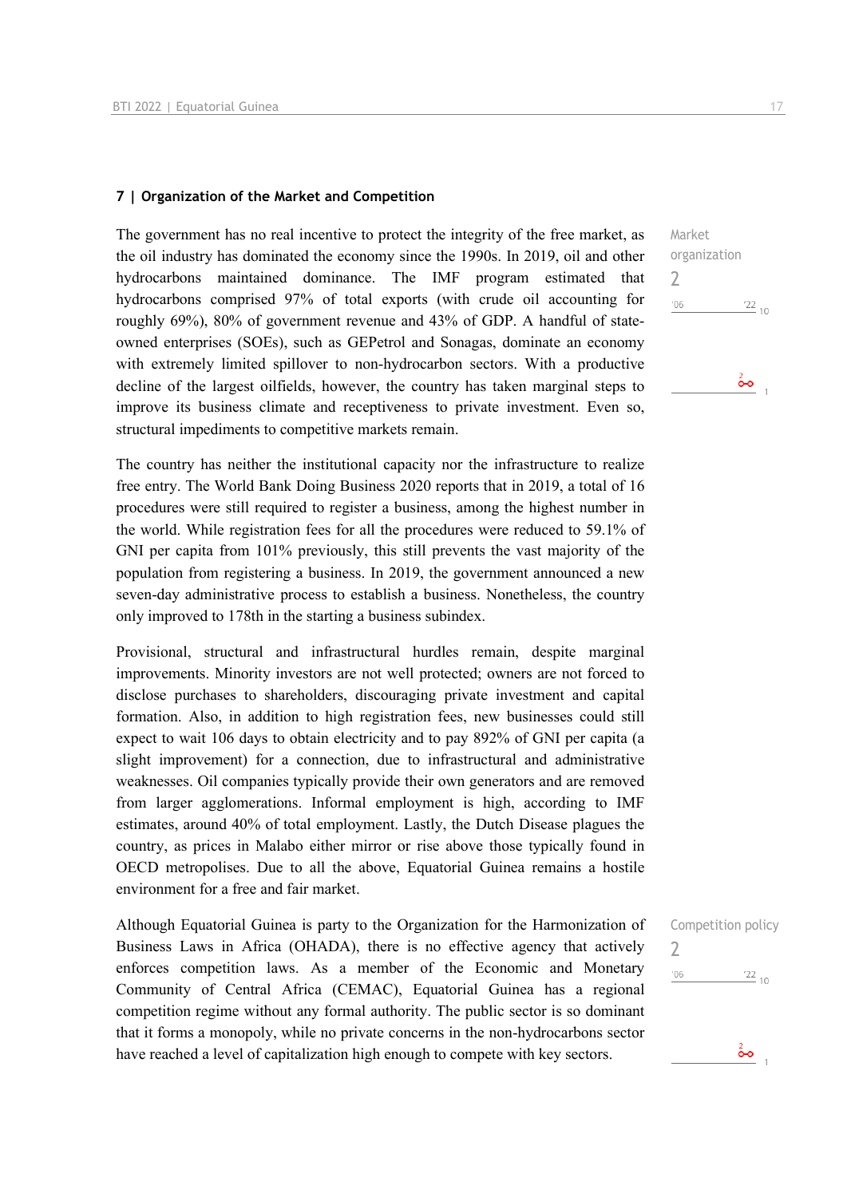### 7 | Organization of the Market and Competition

Market organization
2

The government has no real incentive to protect the integrity of the free market, as the oil industry has dominated the economy since the 1990s. In 2019, oil and other hydrocarbons maintained dominance. The IMF program estimated that hydrocarbons comprised 97% of total exports (with crude oil accounting for roughly 69%), 80% of government revenue and 43% of GDP. A handful of state-owned enterprises (SOEs), such as GEPetrol and Sonagas, dominate an economy with extremely limited spillover to non-hydrocarbon sectors. With a productive decline of the largest oilfields, however, the country has taken marginal steps to improve its business climate and receptiveness to private investment. Even so, structural impediments to competitive markets remain.

The country has neither the institutional capacity nor the infrastructure to realize free entry. The World Bank Doing Business 2020 reports that in 2019, a total of 16 procedures were still required to register a business, among the highest number in the world. While registration fees for all the procedures were reduced to 59.1% of GNI per capita from 101% previously, this still prevents the vast majority of the population from registering a business. In 2019, the government announced a new seven-day administrative process to establish a business. Nonetheless, the country only improved to 178th in the starting a business subindex.

Provisional, structural and infrastructural hurdles remain, despite marginal improvements. Minority investors are not well protected; owners are not forced to disclose purchases to shareholders, discouraging private investment and capital formation. Also, in addition to high registration fees, new businesses could still expect to wait 106 days to obtain electricity and to pay 892% of GNI per capita (a slight improvement) for a connection, due to infrastructural and administrative weaknesses. Oil companies typically provide their own generators and are removed from larger agglomerations. Informal employment is high, according to IMF estimates, around 40% of total employment. Lastly, the Dutch Disease plagues the country, as prices in Malabo either mirror or rise above those typically found in OECD metropolises. Due to all the above, Equatorial Guinea remains a hostile environment for a free and fair market.

Competition policy
2

Although Equatorial Guinea is party to the Organization for the Harmonization of Business Laws in Africa (OHADA), there is no effective agency that actively enforces competition laws. As a member of the Economic and Monetary Community of Central Africa (CEMAC), Equatorial Guinea has a regional competition regime without any formal authority. The public sector is so dominant that it forms a monopoly, while no private concerns in the non-hydrocarbons sector have reached a level of capitalization high enough to compete with key sectors.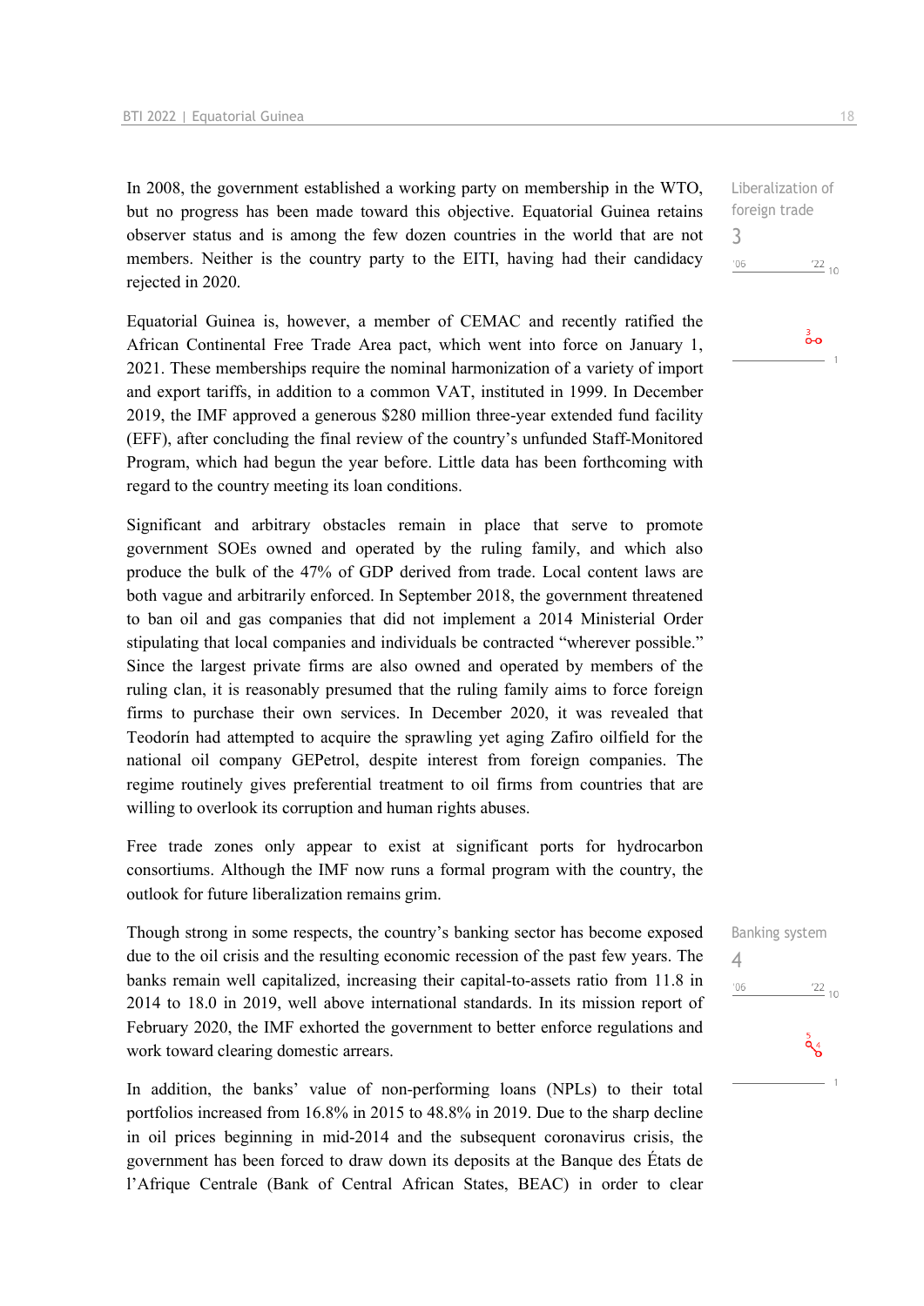Liberalization of foreign trade

3

In 2008, the government established a working party on membership in the WTO, but no progress has been made toward this objective. Equatorial Guinea retains observer status and is among the few dozen countries in the world that are not members. Neither is the country party to the EITI, having had their candidacy rejected in 2020.

Equatorial Guinea is, however, a member of CEMAC and recently ratified the African Continental Free Trade Area pact, which went into force on January 1, 2021. These memberships require the nominal harmonization of a variety of import and export tariffs, in addition to a common VAT, instituted in 1999. In December 2019, the IMF approved a generous $280 million three-year extended fund facility (EFF), after concluding the final review of the country's unfunded Staff-Monitored Program, which had begun the year before. Little data has been forthcoming with regard to the country meeting its loan conditions.

Significant and arbitrary obstacles remain in place that serve to promote government SOEs owned and operated by the ruling family, and which also produce the bulk of the 47% of GDP derived from trade. Local content laws are both vague and arbitrarily enforced. In September 2018, the government threatened to ban oil and gas companies that did not implement a 2014 Ministerial Order stipulating that local companies and individuals be contracted "wherever possible." Since the largest private firms are also owned and operated by members of the ruling clan, it is reasonably presumed that the ruling family aims to force foreign firms to purchase their own services. In December 2020, it was revealed that Teodorín had attempted to acquire the sprawling yet aging Zafiro oilfield for the national oil company GEPetrol, despite interest from foreign companies. The regime routinely gives preferential treatment to oil firms from countries that are willing to overlook its corruption and human rights abuses.

Free trade zones only appear to exist at significant ports for hydrocarbon consortiums. Although the IMF now runs a formal program with the country, the outlook for future liberalization remains grim.

Banking system

4

Though strong in some respects, the country's banking sector has become exposed due to the oil crisis and the resulting economic recession of the past few years. The banks remain well capitalized, increasing their capital-to-assets ratio from 11.8 in 2014 to 18.0 in 2019, well above international standards. In its mission report of February 2020, the IMF exhorted the government to better enforce regulations and work toward clearing domestic arrears.

In addition, the banks' value of non-performing loans (NPLs) to their total portfolios increased from 16.8% in 2015 to 48.8% in 2019. Due to the sharp decline in oil prices beginning in mid-2014 and the subsequent coronavirus crisis, the government has been forced to draw down its deposits at the Banque des États de l'Afrique Centrale (Bank of Central African States, BEAC) in order to clear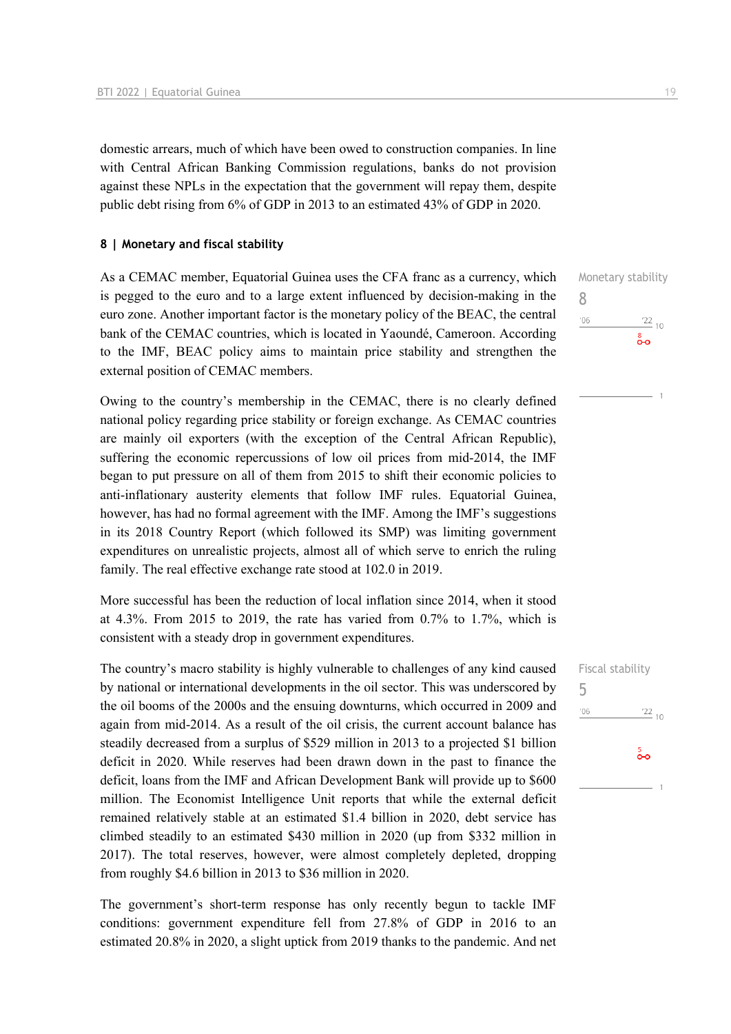domestic arrears, much of which have been owed to construction companies. In line with Central African Banking Commission regulations, banks do not provision against these NPLs in the expectation that the government will repay them, despite public debt rising from 6% of GDP in 2013 to an estimated 43% of GDP in 2020.

### 8 | Monetary and fiscal stability

Monetary stability
8

As a CEMAC member, Equatorial Guinea uses the CFA franc as a currency, which is pegged to the euro and to a large extent influenced by decision-making in the euro zone. Another important factor is the monetary policy of the BEAC, the central bank of the CEMAC countries, which is located in Yaoundé, Cameroon. According to the IMF, BEAC policy aims to maintain price stability and strengthen the external position of CEMAC members.

Owing to the country's membership in the CEMAC, there is no clearly defined national policy regarding price stability or foreign exchange. As CEMAC countries are mainly oil exporters (with the exception of the Central African Republic), suffering the economic repercussions of low oil prices from mid-2014, the IMF began to put pressure on all of them from 2015 to shift their economic policies to anti-inflationary austerity elements that follow IMF rules. Equatorial Guinea, however, has had no formal agreement with the IMF. Among the IMF's suggestions in its 2018 Country Report (which followed its SMP) was limiting government expenditures on unrealistic projects, almost all of which serve to enrich the ruling family. The real effective exchange rate stood at 102.0 in 2019.

More successful has been the reduction of local inflation since 2014, when it stood at 4.3%. From 2015 to 2019, the rate has varied from 0.7% to 1.7%, which is consistent with a steady drop in government expenditures.

Fiscal stability
5

The country's macro stability is highly vulnerable to challenges of any kind caused by national or international developments in the oil sector. This was underscored by the oil booms of the 2000s and the ensuing downturns, which occurred in 2009 and again from mid-2014. As a result of the oil crisis, the current account balance has steadily decreased from a surplus of $529 million in 2013 to a projected $1 billion deficit in 2020. While reserves had been drawn down in the past to finance the deficit, loans from the IMF and African Development Bank will provide up to $600 million. The Economist Intelligence Unit reports that while the external deficit remained relatively stable at an estimated $1.4 billion in 2020, debt service has climbed steadily to an estimated $430 million in 2020 (up from $332 million in 2017). The total reserves, however, were almost completely depleted, dropping from roughly $4.6 billion in 2013 to $36 million in 2020.

The government's short-term response has only recently begun to tackle IMF conditions: government expenditure fell from 27.8% of GDP in 2016 to an estimated 20.8% in 2020, a slight uptick from 2019 thanks to the pandemic. And net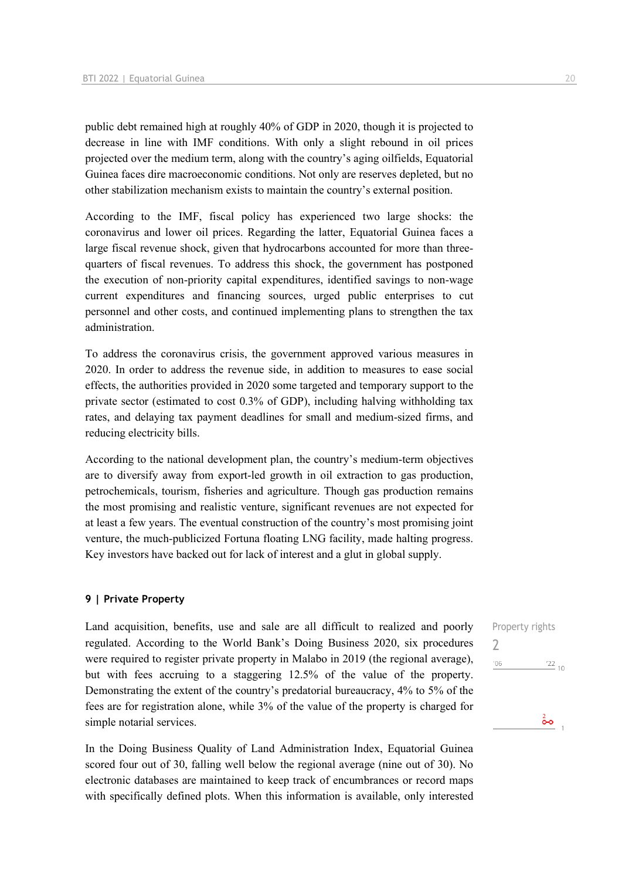public debt remained high at roughly 40% of GDP in 2020, though it is projected to decrease in line with IMF conditions. With only a slight rebound in oil prices projected over the medium term, along with the country's aging oilfields, Equatorial Guinea faces dire macroeconomic conditions. Not only are reserves depleted, but no other stabilization mechanism exists to maintain the country's external position.

According to the IMF, fiscal policy has experienced two large shocks: the coronavirus and lower oil prices. Regarding the latter, Equatorial Guinea faces a large fiscal revenue shock, given that hydrocarbons accounted for more than three-quarters of fiscal revenues. To address this shock, the government has postponed the execution of non-priority capital expenditures, identified savings to non-wage current expenditures and financing sources, urged public enterprises to cut personnel and other costs, and continued implementing plans to strengthen the tax administration.

To address the coronavirus crisis, the government approved various measures in 2020. In order to address the revenue side, in addition to measures to ease social effects, the authorities provided in 2020 some targeted and temporary support to the private sector (estimated to cost 0.3% of GDP), including halving withholding tax rates, and delaying tax payment deadlines for small and medium-sized firms, and reducing electricity bills.

According to the national development plan, the country's medium-term objectives are to diversify away from export-led growth in oil extraction to gas production, petrochemicals, tourism, fisheries and agriculture. Though gas production remains the most promising and realistic venture, significant revenues are not expected for at least a few years. The eventual construction of the country's most promising joint venture, the much-publicized Fortuna floating LNG facility, made halting progress. Key investors have backed out for lack of interest and a glut in global supply.

### 9 | Private Property

Property rights
2

Land acquisition, benefits, use and sale are all difficult to realized and poorly regulated. According to the World Bank's Doing Business 2020, six procedures were required to register private property in Malabo in 2019 (the regional average), but with fees accruing to a staggering 12.5% of the value of the property. Demonstrating the extent of the country's predatorial bureaucracy, 4% to 5% of the fees are for registration alone, while 3% of the value of the property is charged for simple notarial services.

In the Doing Business Quality of Land Administration Index, Equatorial Guinea scored four out of 30, falling well below the regional average (nine out of 30). No electronic databases are maintained to keep track of encumbrances or record maps with specifically defined plots. When this information is available, only interested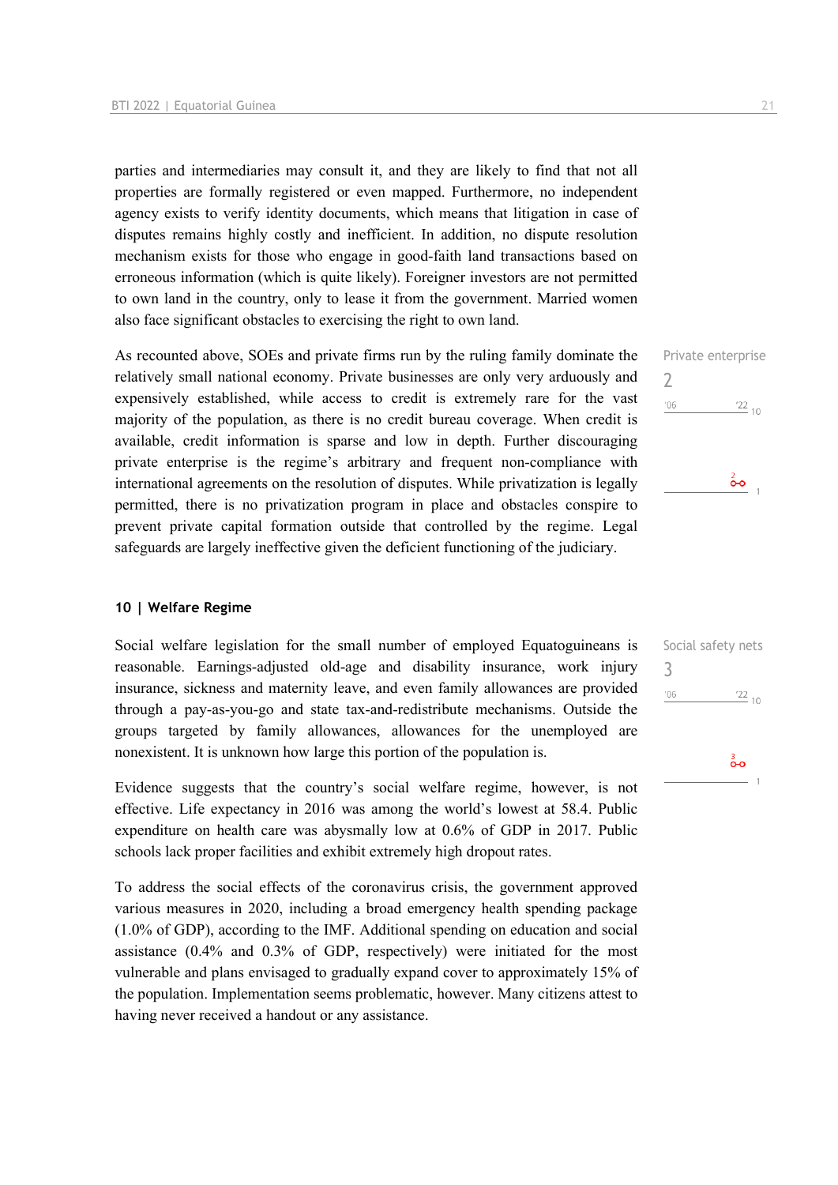parties and intermediaries may consult it, and they are likely to find that not all properties are formally registered or even mapped. Furthermore, no independent agency exists to verify identity documents, which means that litigation in case of disputes remains highly costly and inefficient. In addition, no dispute resolution mechanism exists for those who engage in good-faith land transactions based on erroneous information (which is quite likely). Foreigner investors are not permitted to own land in the country, only to lease it from the government. Married women also face significant obstacles to exercising the right to own land.

Private enterprise
2

As recounted above, SOEs and private firms run by the ruling family dominate the relatively small national economy. Private businesses are only very arduously and expensively established, while access to credit is extremely rare for the vast majority of the population, as there is no credit bureau coverage. When credit is available, credit information is sparse and low in depth. Further discouraging private enterprise is the regime's arbitrary and frequent non-compliance with international agreements on the resolution of disputes. While privatization is legally permitted, there is no privatization program in place and obstacles conspire to prevent private capital formation outside that controlled by the regime. Legal safeguards are largely ineffective given the deficient functioning of the judiciary.

## 10 | Welfare Regime

Social safety nets
3

Social welfare legislation for the small number of employed Equatoguineans is reasonable. Earnings-adjusted old-age and disability insurance, work injury insurance, sickness and maternity leave, and even family allowances are provided through a pay-as-you-go and state tax-and-redistribute mechanisms. Outside the groups targeted by family allowances, allowances for the unemployed are nonexistent. It is unknown how large this portion of the population is.

Evidence suggests that the country's social welfare regime, however, is not effective. Life expectancy in 2016 was among the world's lowest at 58.4. Public expenditure on health care was abysmally low at 0.6% of GDP in 2017. Public schools lack proper facilities and exhibit extremely high dropout rates.

To address the social effects of the coronavirus crisis, the government approved various measures in 2020, including a broad emergency health spending package (1.0% of GDP), according to the IMF. Additional spending on education and social assistance (0.4% and 0.3% of GDP, respectively) were initiated for the most vulnerable and plans envisaged to gradually expand cover to approximately 15% of the population. Implementation seems problematic, however. Many citizens attest to having never received a handout or any assistance.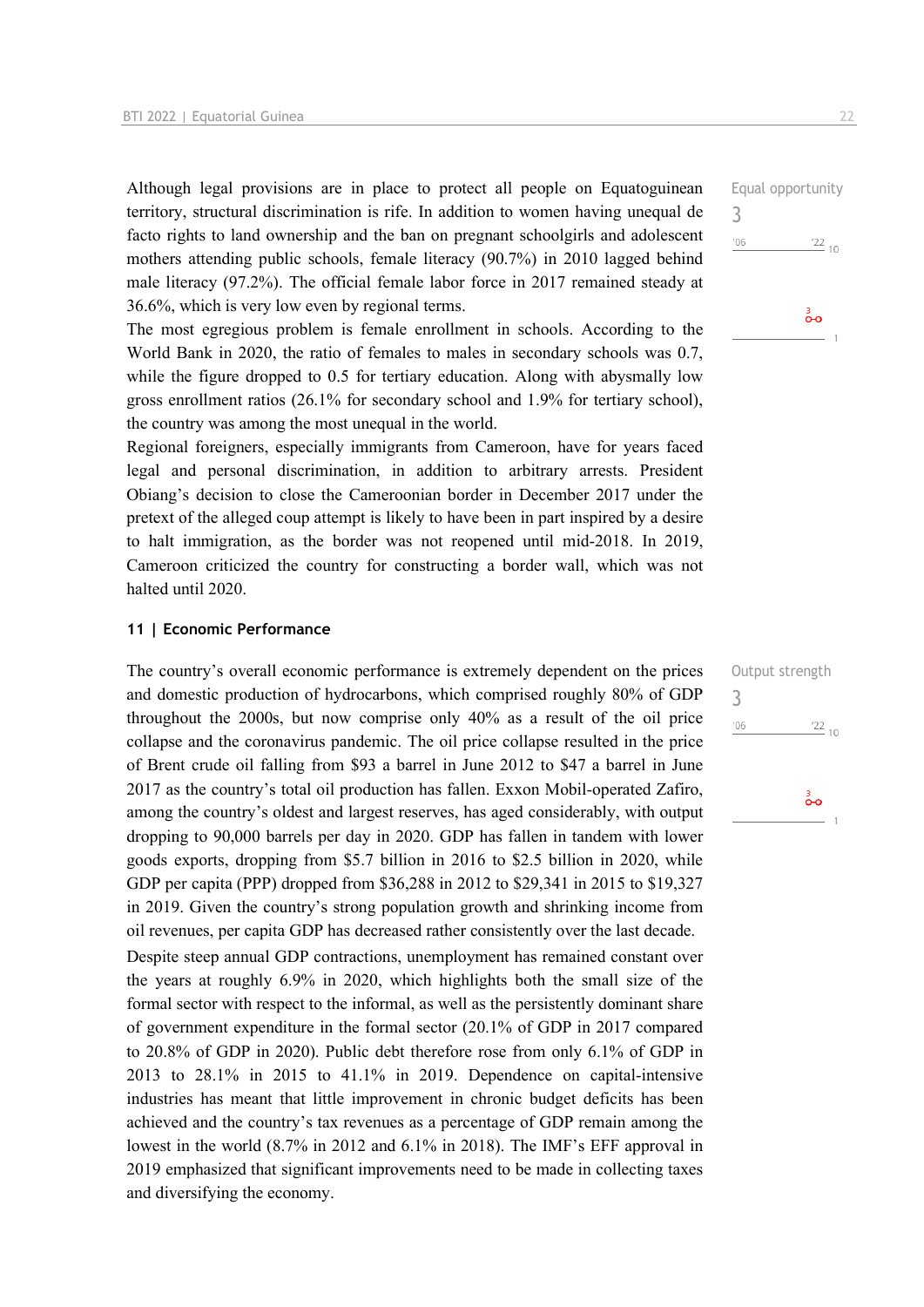Although legal provisions are in place to protect all people on Equatoguinean territory, structural discrimination is rife. In addition to women having unequal de facto rights to land ownership and the ban on pregnant schoolgirls and adolescent mothers attending public schools, female literacy (90.7%) in 2010 lagged behind male literacy (97.2%). The official female labor force in 2017 remained steady at 36.6%, which is very low even by regional terms.

Equal opportunity
3

The most egregious problem is female enrollment in schools. According to the World Bank in 2020, the ratio of females to males in secondary schools was 0.7, while the figure dropped to 0.5 for tertiary education. Along with abysmally low gross enrollment ratios (26.1% for secondary school and 1.9% for tertiary school), the country was among the most unequal in the world.

Regional foreigners, especially immigrants from Cameroon, have for years faced legal and personal discrimination, in addition to arbitrary arrests. President Obiang's decision to close the Cameroonian border in December 2017 under the pretext of the alleged coup attempt is likely to have been in part inspired by a desire to halt immigration, as the border was not reopened until mid-2018. In 2019, Cameroon criticized the country for constructing a border wall, which was not halted until 2020.

## 11 | Economic Performance

The country's overall economic performance is extremely dependent on the prices and domestic production of hydrocarbons, which comprised roughly 80% of GDP throughout the 2000s, but now comprise only 40% as a result of the oil price collapse and the coronavirus pandemic. The oil price collapse resulted in the price of Brent crude oil falling from $93 a barrel in June 2012 to $47 a barrel in June 2017 as the country's total oil production has fallen. Exxon Mobil-operated Zafiro, among the country's oldest and largest reserves, has aged considerably, with output dropping to 90,000 barrels per day in 2020. GDP has fallen in tandem with lower goods exports, dropping from $5.7 billion in 2016 to $2.5 billion in 2020, while GDP per capita (PPP) dropped from $36,288 in 2012 to $29,341 in 2015 to $19,327 in 2019. Given the country's strong population growth and shrinking income from oil revenues, per capita GDP has decreased rather consistently over the last decade.

Output strength
3

Despite steep annual GDP contractions, unemployment has remained constant over the years at roughly 6.9% in 2020, which highlights both the small size of the formal sector with respect to the informal, as well as the persistently dominant share of government expenditure in the formal sector (20.1% of GDP in 2017 compared to 20.8% of GDP in 2020). Public debt therefore rose from only 6.1% of GDP in 2013 to 28.1% in 2015 to 41.1% in 2019. Dependence on capital-intensive industries has meant that little improvement in chronic budget deficits has been achieved and the country's tax revenues as a percentage of GDP remain among the lowest in the world (8.7% in 2012 and 6.1% in 2018). The IMF's EFF approval in 2019 emphasized that significant improvements need to be made in collecting taxes and diversifying the economy.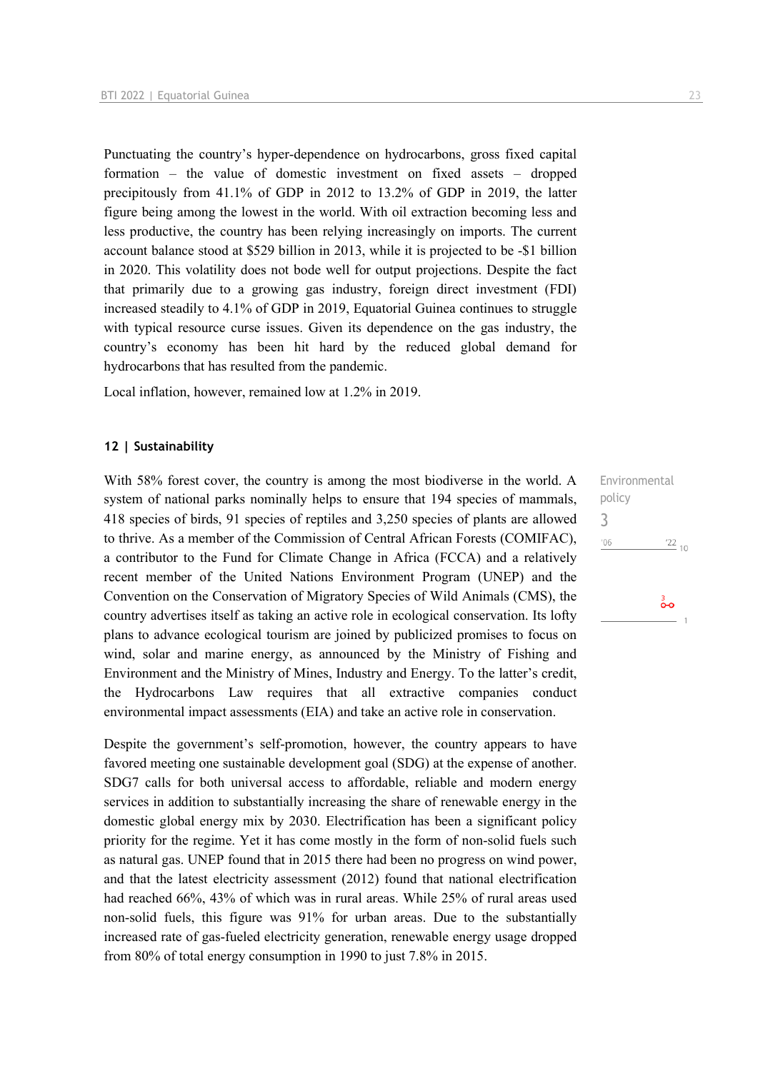Punctuating the country's hyper-dependence on hydrocarbons, gross fixed capital formation – the value of domestic investment on fixed assets – dropped precipitously from 41.1% of GDP in 2012 to 13.2% of GDP in 2019, the latter figure being among the lowest in the world. With oil extraction becoming less and less productive, the country has been relying increasingly on imports. The current account balance stood at $529 billion in 2013, while it is projected to be -$1 billion in 2020. This volatility does not bode well for output projections. Despite the fact that primarily due to a growing gas industry, foreign direct investment (FDI) increased steadily to 4.1% of GDP in 2019, Equatorial Guinea continues to struggle with typical resource curse issues. Given its dependence on the gas industry, the country's economy has been hit hard by the reduced global demand for hydrocarbons that has resulted from the pandemic.

Local inflation, however, remained low at 1.2% in 2019.

## 12 | Sustainability

Environmental policy
3

With 58% forest cover, the country is among the most biodiverse in the world. A system of national parks nominally helps to ensure that 194 species of mammals, 418 species of birds, 91 species of reptiles and 3,250 species of plants are allowed to thrive. As a member of the Commission of Central African Forests (COMIFAC), a contributor to the Fund for Climate Change in Africa (FCCA) and a relatively recent member of the United Nations Environment Program (UNEP) and the Convention on the Conservation of Migratory Species of Wild Animals (CMS), the country advertises itself as taking an active role in ecological conservation. Its lofty plans to advance ecological tourism are joined by publicized promises to focus on wind, solar and marine energy, as announced by the Ministry of Fishing and Environment and the Ministry of Mines, Industry and Energy. To the latter's credit, the Hydrocarbons Law requires that all extractive companies conduct environmental impact assessments (EIA) and take an active role in conservation.

Despite the government's self-promotion, however, the country appears to have favored meeting one sustainable development goal (SDG) at the expense of another. SDG7 calls for both universal access to affordable, reliable and modern energy services in addition to substantially increasing the share of renewable energy in the domestic global energy mix by 2030. Electrification has been a significant policy priority for the regime. Yet it has come mostly in the form of non-solid fuels such as natural gas. UNEP found that in 2015 there had been no progress on wind power, and that the latest electricity assessment (2012) found that national electrification had reached 66%, 43% of which was in rural areas. While 25% of rural areas used non-solid fuels, this figure was 91% for urban areas. Due to the substantially increased rate of gas-fueled electricity generation, renewable energy usage dropped from 80% of total energy consumption in 1990 to just 7.8% in 2015.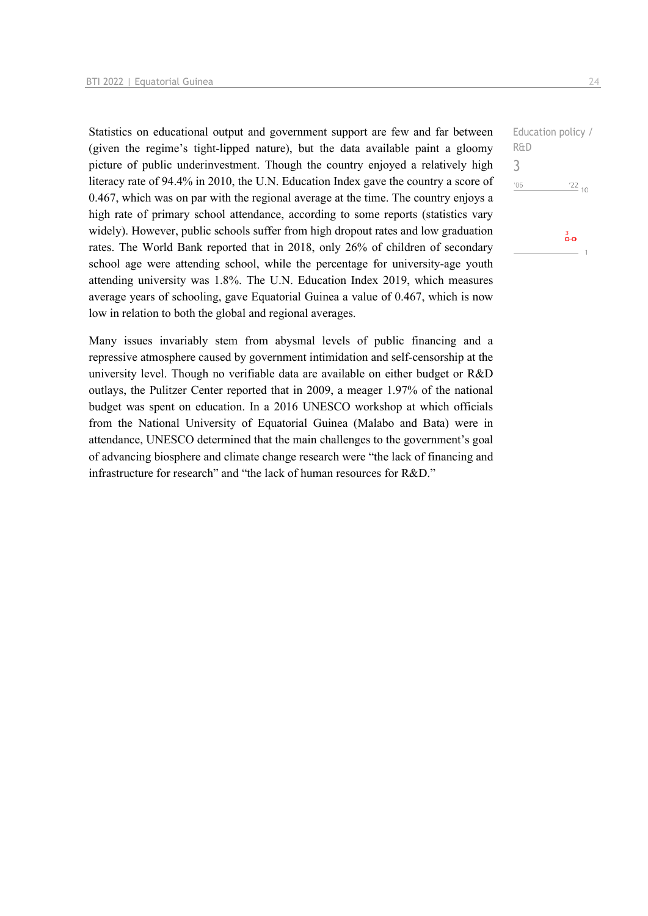Statistics on educational output and government support are few and far between (given the regime's tight-lipped nature), but the data available paint a gloomy picture of public underinvestment. Though the country enjoyed a relatively high literacy rate of 94.4% in 2010, the U.N. Education Index gave the country a score of 0.467, which was on par with the regional average at the time. The country enjoys a high rate of primary school attendance, according to some reports (statistics vary widely). However, public schools suffer from high dropout rates and low graduation rates. The World Bank reported that in 2018, only 26% of children of secondary school age were attending school, while the percentage for university-age youth attending university was 1.8%. The U.N. Education Index 2019, which measures average years of schooling, gave Equatorial Guinea a value of 0.467, which is now low in relation to both the global and regional averages.

Education policy / R&D

3

Many issues invariably stem from abysmal levels of public financing and a repressive atmosphere caused by government intimidation and self-censorship at the university level. Though no verifiable data are available on either budget or R&D outlays, the Pulitzer Center reported that in 2009, a meager 1.97% of the national budget was spent on education. In a 2016 UNESCO workshop at which officials from the National University of Equatorial Guinea (Malabo and Bata) were in attendance, UNESCO determined that the main challenges to the government's goal of advancing biosphere and climate change research were "the lack of financing and infrastructure for research" and "the lack of human resources for R&D."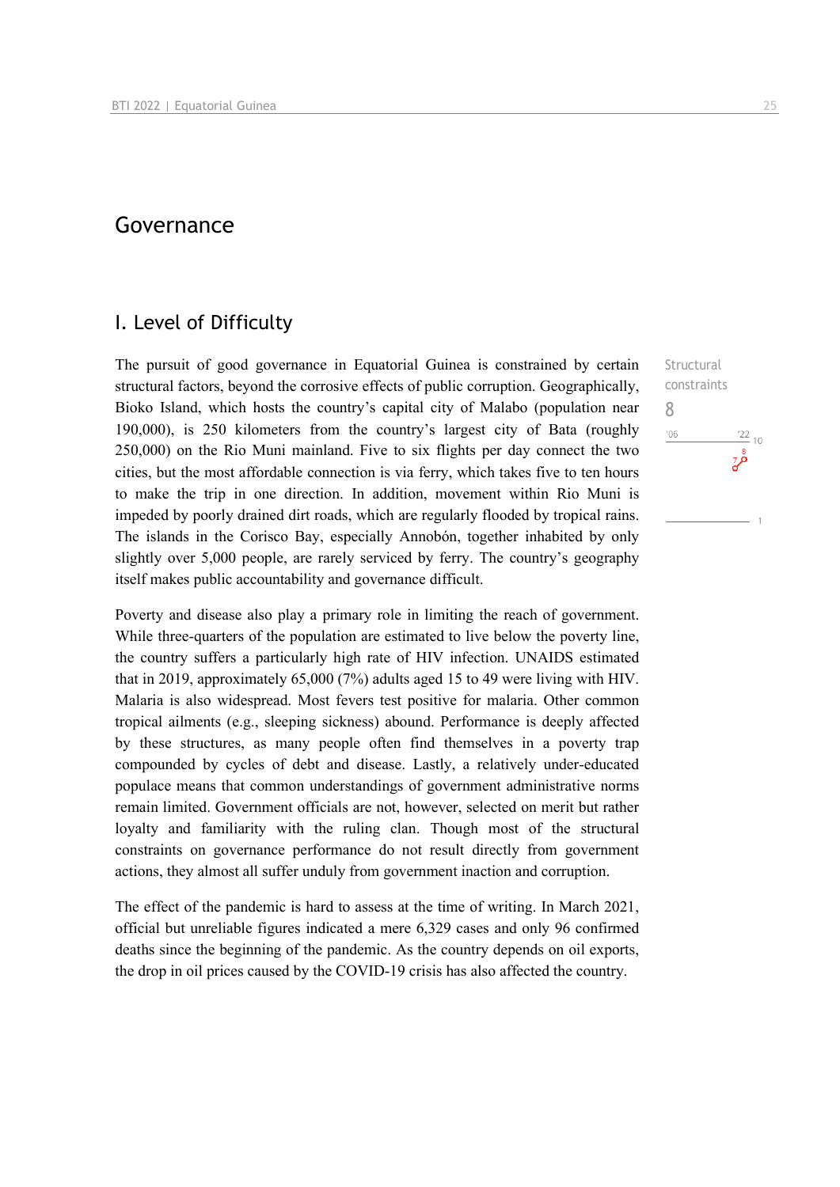# Governance

## I. Level of Difficulty

Structural constraints

8

The pursuit of good governance in Equatorial Guinea is constrained by certain structural factors, beyond the corrosive effects of public corruption. Geographically, Bioko Island, which hosts the country's capital city of Malabo (population near 190,000), is 250 kilometers from the country's largest city of Bata (roughly 250,000) on the Rio Muni mainland. Five to six flights per day connect the two cities, but the most affordable connection is via ferry, which takes five to ten hours to make the trip in one direction. In addition, movement within Rio Muni is impeded by poorly drained dirt roads, which are regularly flooded by tropical rains. The islands in the Corisco Bay, especially Annobón, together inhabited by only slightly over 5,000 people, are rarely serviced by ferry. The country's geography itself makes public accountability and governance difficult.

Poverty and disease also play a primary role in limiting the reach of government. While three-quarters of the population are estimated to live below the poverty line, the country suffers a particularly high rate of HIV infection. UNAIDS estimated that in 2019, approximately 65,000 (7%) adults aged 15 to 49 were living with HIV. Malaria is also widespread. Most fevers test positive for malaria. Other common tropical ailments (e.g., sleeping sickness) abound. Performance is deeply affected by these structures, as many people often find themselves in a poverty trap compounded by cycles of debt and disease. Lastly, a relatively under-educated populace means that common understandings of government administrative norms remain limited. Government officials are not, however, selected on merit but rather loyalty and familiarity with the ruling clan. Though most of the structural constraints on governance performance do not result directly from government actions, they almost all suffer unduly from government inaction and corruption.

The effect of the pandemic is hard to assess at the time of writing. In March 2021, official but unreliable figures indicated a mere 6,329 cases and only 96 confirmed deaths since the beginning of the pandemic. As the country depends on oil exports, the drop in oil prices caused by the COVID-19 crisis has also affected the country.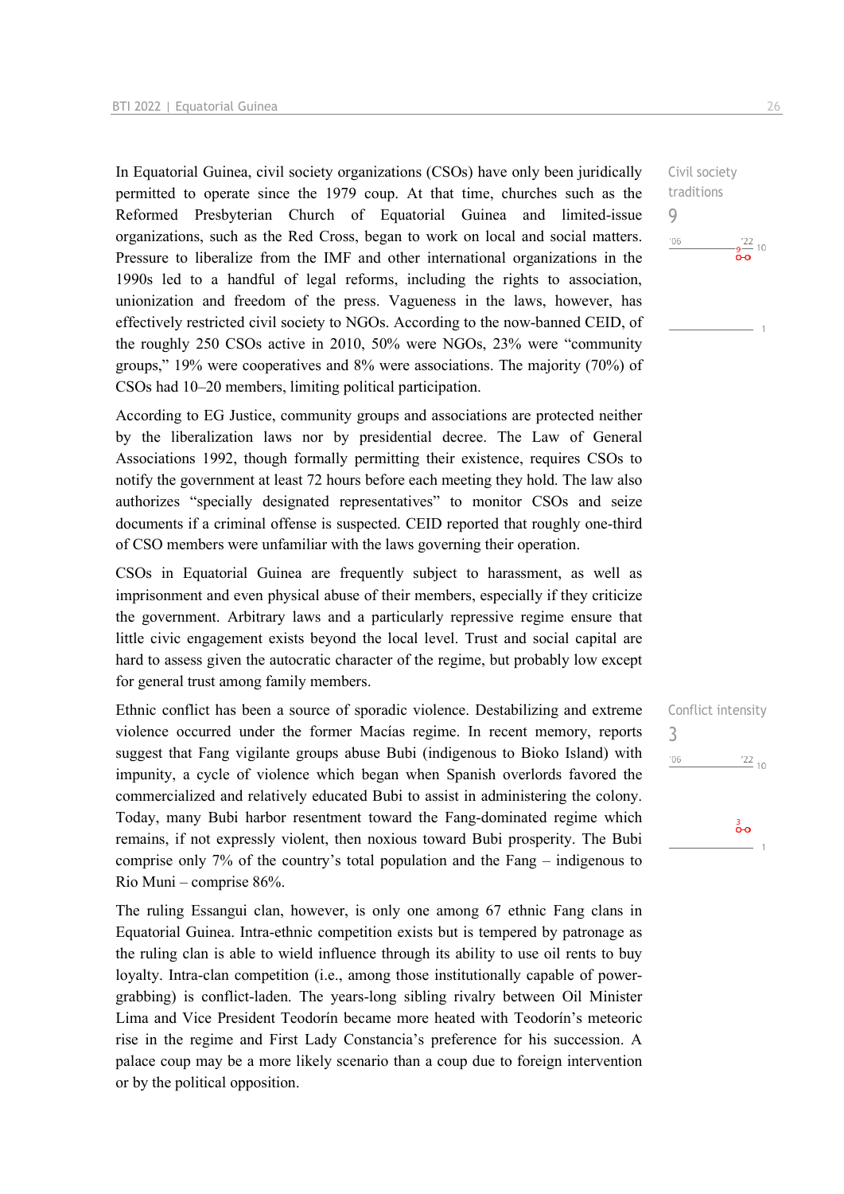Civil society traditions

9

In Equatorial Guinea, civil society organizations (CSOs) have only been juridically permitted to operate since the 1979 coup. At that time, churches such as the Reformed Presbyterian Church of Equatorial Guinea and limited-issue organizations, such as the Red Cross, began to work on local and social matters. Pressure to liberalize from the IMF and other international organizations in the 1990s led to a handful of legal reforms, including the rights to association, unionization and freedom of the press. Vagueness in the laws, however, has effectively restricted civil society to NGOs. According to the now-banned CEID, of the roughly 250 CSOs active in 2010, 50% were NGOs, 23% were "community groups," 19% were cooperatives and 8% were associations. The majority (70%) of CSOs had 10–20 members, limiting political participation.

According to EG Justice, community groups and associations are protected neither by the liberalization laws nor by presidential decree. The Law of General Associations 1992, though formally permitting their existence, requires CSOs to notify the government at least 72 hours before each meeting they hold. The law also authorizes "specially designated representatives" to monitor CSOs and seize documents if a criminal offense is suspected. CEID reported that roughly one-third of CSO members were unfamiliar with the laws governing their operation.

CSOs in Equatorial Guinea are frequently subject to harassment, as well as imprisonment and even physical abuse of their members, especially if they criticize the government. Arbitrary laws and a particularly repressive regime ensure that little civic engagement exists beyond the local level. Trust and social capital are hard to assess given the autocratic character of the regime, but probably low except for general trust among family members.

Conflict intensity

3

Ethnic conflict has been a source of sporadic violence. Destabilizing and extreme violence occurred under the former Macías regime. In recent memory, reports suggest that Fang vigilante groups abuse Bubi (indigenous to Bioko Island) with impunity, a cycle of violence which began when Spanish overlords favored the commercialized and relatively educated Bubi to assist in administering the colony. Today, many Bubi harbor resentment toward the Fang-dominated regime which remains, if not expressly violent, then noxious toward Bubi prosperity. The Bubi comprise only 7% of the country's total population and the Fang – indigenous to Rio Muni – comprise 86%.

The ruling Essangui clan, however, is only one among 67 ethnic Fang clans in Equatorial Guinea. Intra-ethnic competition exists but is tempered by patronage as the ruling clan is able to wield influence through its ability to use oil rents to buy loyalty. Intra-clan competition (i.e., among those institutionally capable of power-grabbing) is conflict-laden. The years-long sibling rivalry between Oil Minister Lima and Vice President Teodorín became more heated with Teodorín's meteoric rise in the regime and First Lady Constancia's preference for his succession. A palace coup may be a more likely scenario than a coup due to foreign intervention or by the political opposition.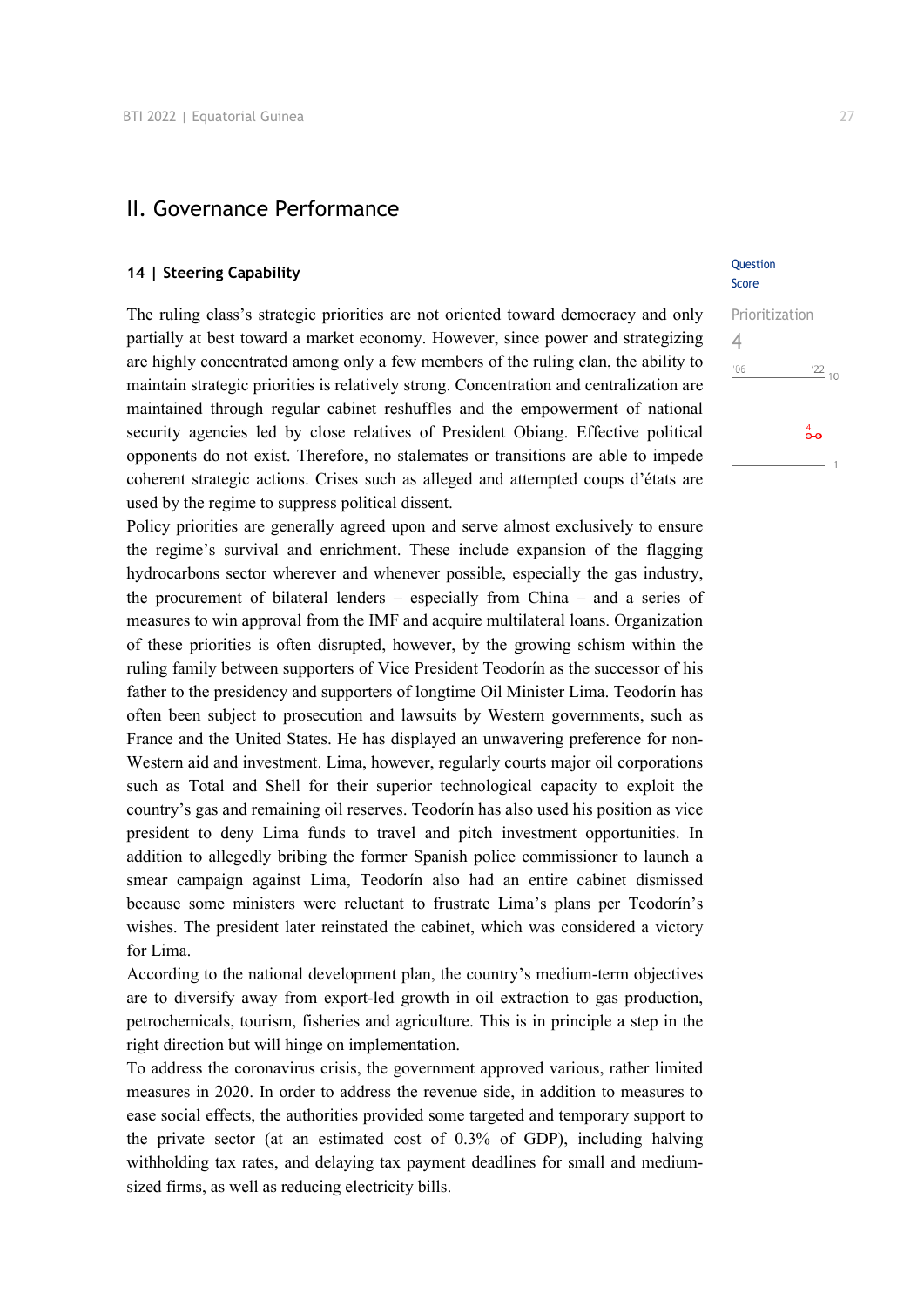## II. Governance Performance

### 14 | Steering Capability

Question Score

Prioritization
4

The ruling class's strategic priorities are not oriented toward democracy and only partially at best toward a market economy. However, since power and strategizing are highly concentrated among only a few members of the ruling clan, the ability to maintain strategic priorities is relatively strong. Concentration and centralization are maintained through regular cabinet reshuffles and the empowerment of national security agencies led by close relatives of President Obiang. Effective political opponents do not exist. Therefore, no stalemates or transitions are able to impede coherent strategic actions. Crises such as alleged and attempted coups d'états are used by the regime to suppress political dissent.

Policy priorities are generally agreed upon and serve almost exclusively to ensure the regime's survival and enrichment. These include expansion of the flagging hydrocarbons sector wherever and whenever possible, especially the gas industry, the procurement of bilateral lenders – especially from China – and a series of measures to win approval from the IMF and acquire multilateral loans. Organization of these priorities is often disrupted, however, by the growing schism within the ruling family between supporters of Vice President Teodorín as the successor of his father to the presidency and supporters of longtime Oil Minister Lima. Teodorín has often been subject to prosecution and lawsuits by Western governments, such as France and the United States. He has displayed an unwavering preference for non-Western aid and investment. Lima, however, regularly courts major oil corporations such as Total and Shell for their superior technological capacity to exploit the country's gas and remaining oil reserves. Teodorín has also used his position as vice president to deny Lima funds to travel and pitch investment opportunities. In addition to allegedly bribing the former Spanish police commissioner to launch a smear campaign against Lima, Teodorín also had an entire cabinet dismissed because some ministers were reluctant to frustrate Lima's plans per Teodorín's wishes. The president later reinstated the cabinet, which was considered a victory for Lima.

According to the national development plan, the country's medium-term objectives are to diversify away from export-led growth in oil extraction to gas production, petrochemicals, tourism, fisheries and agriculture. This is in principle a step in the right direction but will hinge on implementation.

To address the coronavirus crisis, the government approved various, rather limited measures in 2020. In order to address the revenue side, in addition to measures to ease social effects, the authorities provided some targeted and temporary support to the private sector (at an estimated cost of 0.3% of GDP), including halving withholding tax rates, and delaying tax payment deadlines for small and medium-sized firms, as well as reducing electricity bills.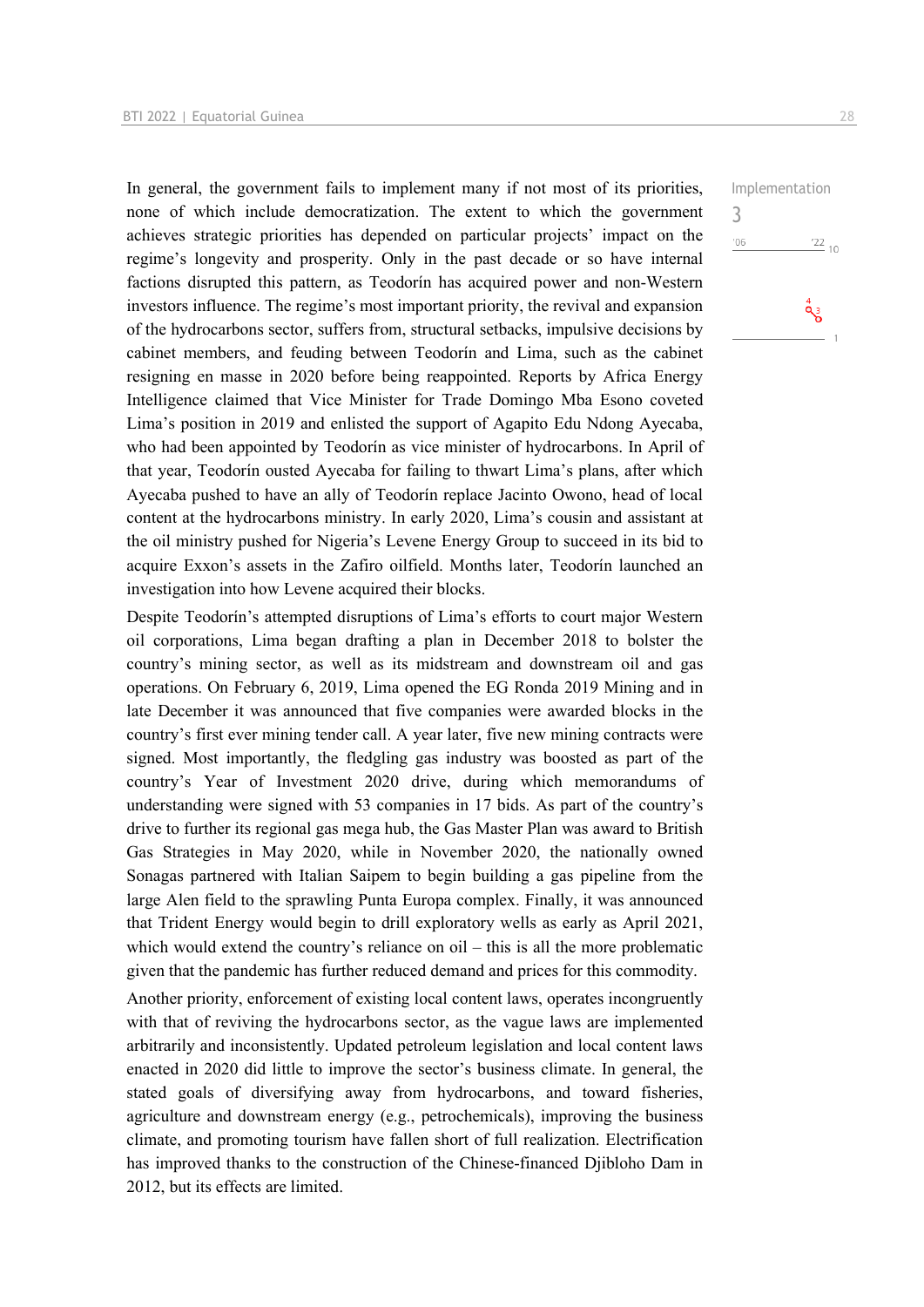Implementation

3

In general, the government fails to implement many if not most of its priorities, none of which include democratization. The extent to which the government achieves strategic priorities has depended on particular projects' impact on the regime's longevity and prosperity. Only in the past decade or so have internal factions disrupted this pattern, as Teodorín has acquired power and non-Western investors influence. The regime's most important priority, the revival and expansion of the hydrocarbons sector, suffers from, structural setbacks, impulsive decisions by cabinet members, and feuding between Teodorín and Lima, such as the cabinet resigning en masse in 2020 before being reappointed. Reports by Africa Energy Intelligence claimed that Vice Minister for Trade Domingo Mba Esono coveted Lima's position in 2019 and enlisted the support of Agapito Edu Ndong Ayecaba, who had been appointed by Teodorín as vice minister of hydrocarbons. In April of that year, Teodorín ousted Ayecaba for failing to thwart Lima's plans, after which Ayecaba pushed to have an ally of Teodorín replace Jacinto Owono, head of local content at the hydrocarbons ministry. In early 2020, Lima's cousin and assistant at the oil ministry pushed for Nigeria's Levene Energy Group to succeed in its bid to acquire Exxon's assets in the Zafiro oilfield. Months later, Teodorín launched an investigation into how Levene acquired their blocks.

Despite Teodorín's attempted disruptions of Lima's efforts to court major Western oil corporations, Lima began drafting a plan in December 2018 to bolster the country's mining sector, as well as its midstream and downstream oil and gas operations. On February 6, 2019, Lima opened the EG Ronda 2019 Mining and in late December it was announced that five companies were awarded blocks in the country's first ever mining tender call. A year later, five new mining contracts were signed. Most importantly, the fledgling gas industry was boosted as part of the country's Year of Investment 2020 drive, during which memorandums of understanding were signed with 53 companies in 17 bids. As part of the country's drive to further its regional gas mega hub, the Gas Master Plan was award to British Gas Strategies in May 2020, while in November 2020, the nationally owned Sonagas partnered with Italian Saipem to begin building a gas pipeline from the large Alen field to the sprawling Punta Europa complex. Finally, it was announced that Trident Energy would begin to drill exploratory wells as early as April 2021, which would extend the country's reliance on oil – this is all the more problematic given that the pandemic has further reduced demand and prices for this commodity.

Another priority, enforcement of existing local content laws, operates incongruently with that of reviving the hydrocarbons sector, as the vague laws are implemented arbitrarily and inconsistently. Updated petroleum legislation and local content laws enacted in 2020 did little to improve the sector's business climate. In general, the stated goals of diversifying away from hydrocarbons, and toward fisheries, agriculture and downstream energy (e.g., petrochemicals), improving the business climate, and promoting tourism have fallen short of full realization. Electrification has improved thanks to the construction of the Chinese-financed Djibloho Dam in 2012, but its effects are limited.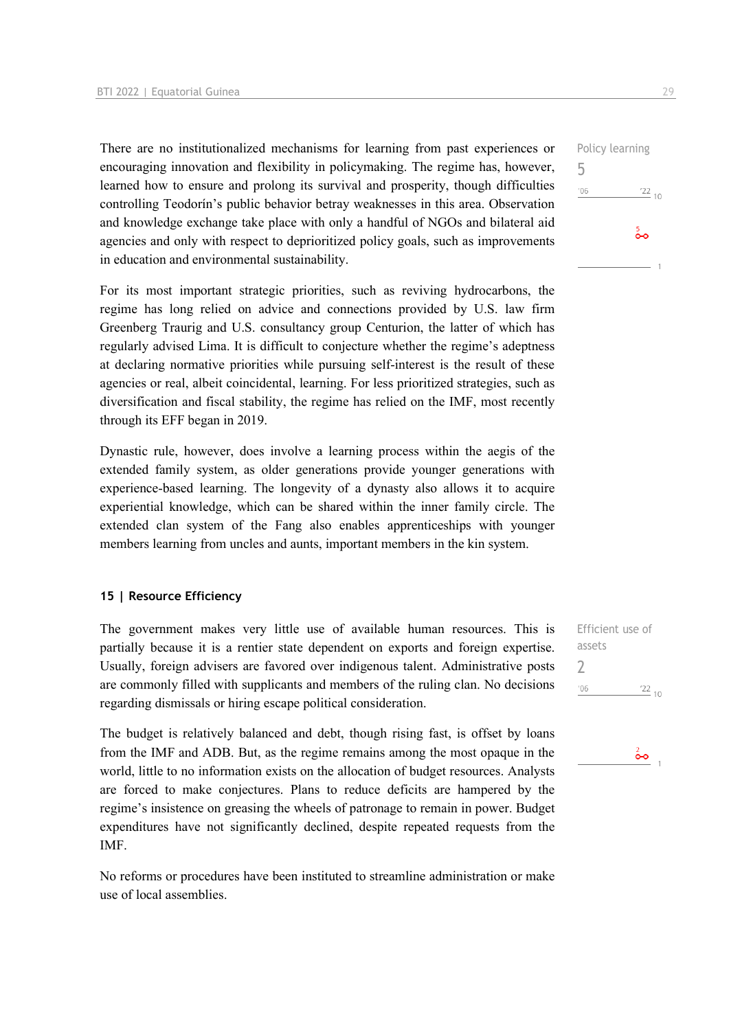Policy learning
5

There are no institutionalized mechanisms for learning from past experiences or encouraging innovation and flexibility in policymaking. The regime has, however, learned how to ensure and prolong its survival and prosperity, though difficulties controlling Teodorín's public behavior betray weaknesses in this area. Observation and knowledge exchange take place with only a handful of NGOs and bilateral aid agencies and only with respect to deprioritized policy goals, such as improvements in education and environmental sustainability.

For its most important strategic priorities, such as reviving hydrocarbons, the regime has long relied on advice and connections provided by U.S. law firm Greenberg Traurig and U.S. consultancy group Centurion, the latter of which has regularly advised Lima. It is difficult to conjecture whether the regime's adeptness at declaring normative priorities while pursuing self-interest is the result of these agencies or real, albeit coincidental, learning. For less prioritized strategies, such as diversification and fiscal stability, the regime has relied on the IMF, most recently through its EFF began in 2019.

Dynastic rule, however, does involve a learning process within the aegis of the extended family system, as older generations provide younger generations with experience-based learning. The longevity of a dynasty also allows it to acquire experiential knowledge, which can be shared within the inner family circle. The extended clan system of the Fang also enables apprenticeships with younger members learning from uncles and aunts, important members in the kin system.

### 15 | Resource Efficiency

Efficient use of assets
2

The government makes very little use of available human resources. This is partially because it is a rentier state dependent on exports and foreign expertise. Usually, foreign advisers are favored over indigenous talent. Administrative posts are commonly filled with supplicants and members of the ruling clan. No decisions regarding dismissals or hiring escape political consideration.

The budget is relatively balanced and debt, though rising fast, is offset by loans from the IMF and ADB. But, as the regime remains among the most opaque in the world, little to no information exists on the allocation of budget resources. Analysts are forced to make conjectures. Plans to reduce deficits are hampered by the regime's insistence on greasing the wheels of patronage to remain in power. Budget expenditures have not significantly declined, despite repeated requests from the IMF.

No reforms or procedures have been instituted to streamline administration or make use of local assemblies.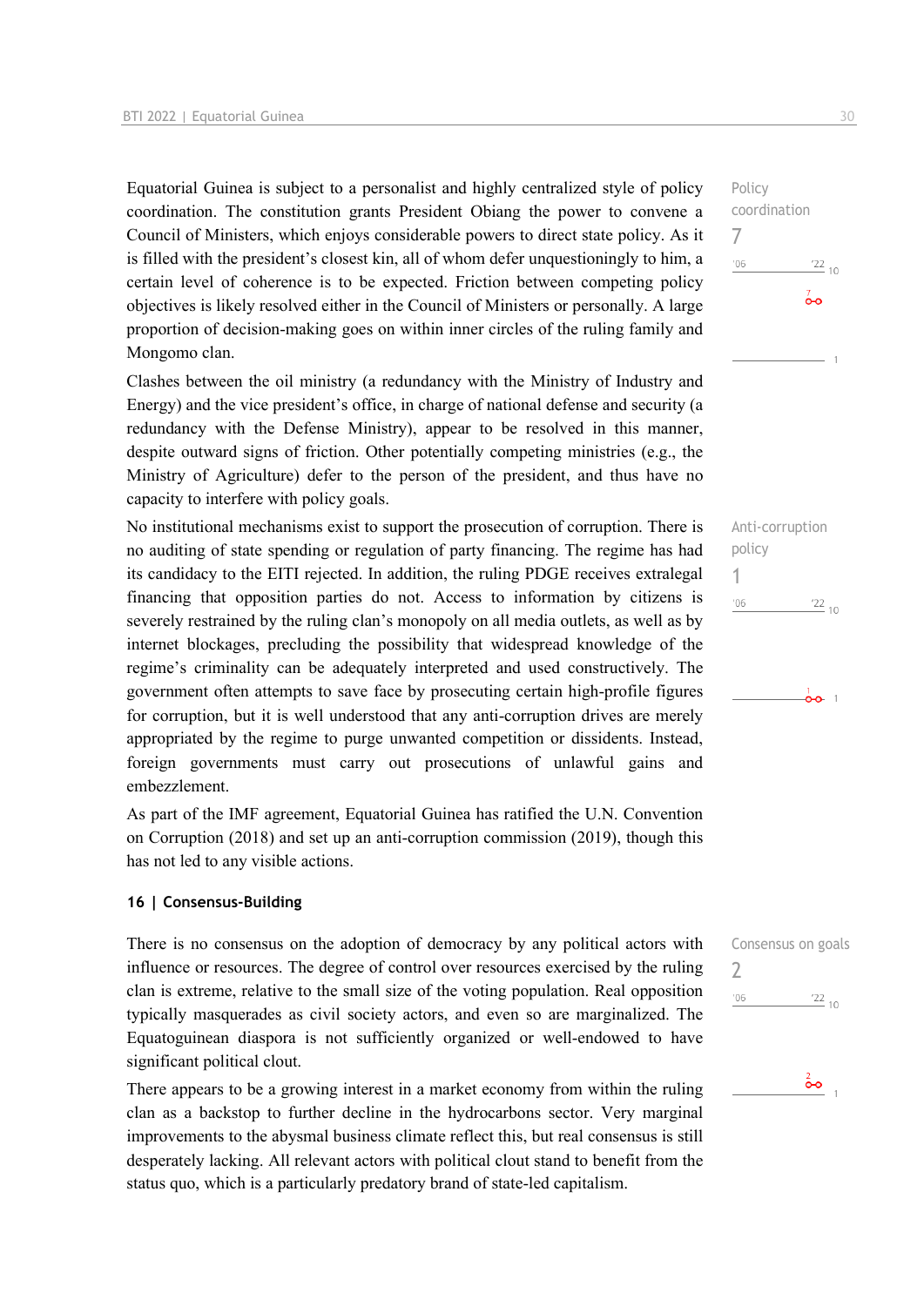Equatorial Guinea is subject to a personalist and highly centralized style of policy coordination. The constitution grants President Obiang the power to convene a Council of Ministers, which enjoys considerable powers to direct state policy. As it is filled with the president's closest kin, all of whom defer unquestioningly to him, a certain level of coherence is to be expected. Friction between competing policy objectives is likely resolved either in the Council of Ministers or personally. A large proportion of decision-making goes on within inner circles of the ruling family and Mongomo clan.

Policy coordination
7

Clashes between the oil ministry (a redundancy with the Ministry of Industry and Energy) and the vice president's office, in charge of national defense and security (a redundancy with the Defense Ministry), appear to be resolved in this manner, despite outward signs of friction. Other potentially competing ministries (e.g., the Ministry of Agriculture) defer to the person of the president, and thus have no capacity to interfere with policy goals.

No institutional mechanisms exist to support the prosecution of corruption. There is no auditing of state spending or regulation of party financing. The regime has had its candidacy to the EITI rejected. In addition, the ruling PDGE receives extralegal financing that opposition parties do not. Access to information by citizens is severely restrained by the ruling clan's monopoly on all media outlets, as well as by internet blockages, precluding the possibility that widespread knowledge of the regime's criminality can be adequately interpreted and used constructively. The government often attempts to save face by prosecuting certain high-profile figures for corruption, but it is well understood that any anti-corruption drives are merely appropriated by the regime to purge unwanted competition or dissidents. Instead, foreign governments must carry out prosecutions of unlawful gains and embezzlement.

Anti-corruption policy
1

As part of the IMF agreement, Equatorial Guinea has ratified the U.N. Convention on Corruption (2018) and set up an anti-corruption commission (2019), though this has not led to any visible actions.

## 16 | Consensus-Building

There is no consensus on the adoption of democracy by any political actors with influence or resources. The degree of control over resources exercised by the ruling clan is extreme, relative to the small size of the voting population. Real opposition typically masquerades as civil society actors, and even so are marginalized. The Equatoguinean diaspora is not sufficiently organized or well-endowed to have significant political clout.

Consensus on goals
2

There appears to be a growing interest in a market economy from within the ruling clan as a backstop to further decline in the hydrocarbons sector. Very marginal improvements to the abysmal business climate reflect this, but real consensus is still desperately lacking. All relevant actors with political clout stand to benefit from the status quo, which is a particularly predatory brand of state-led capitalism.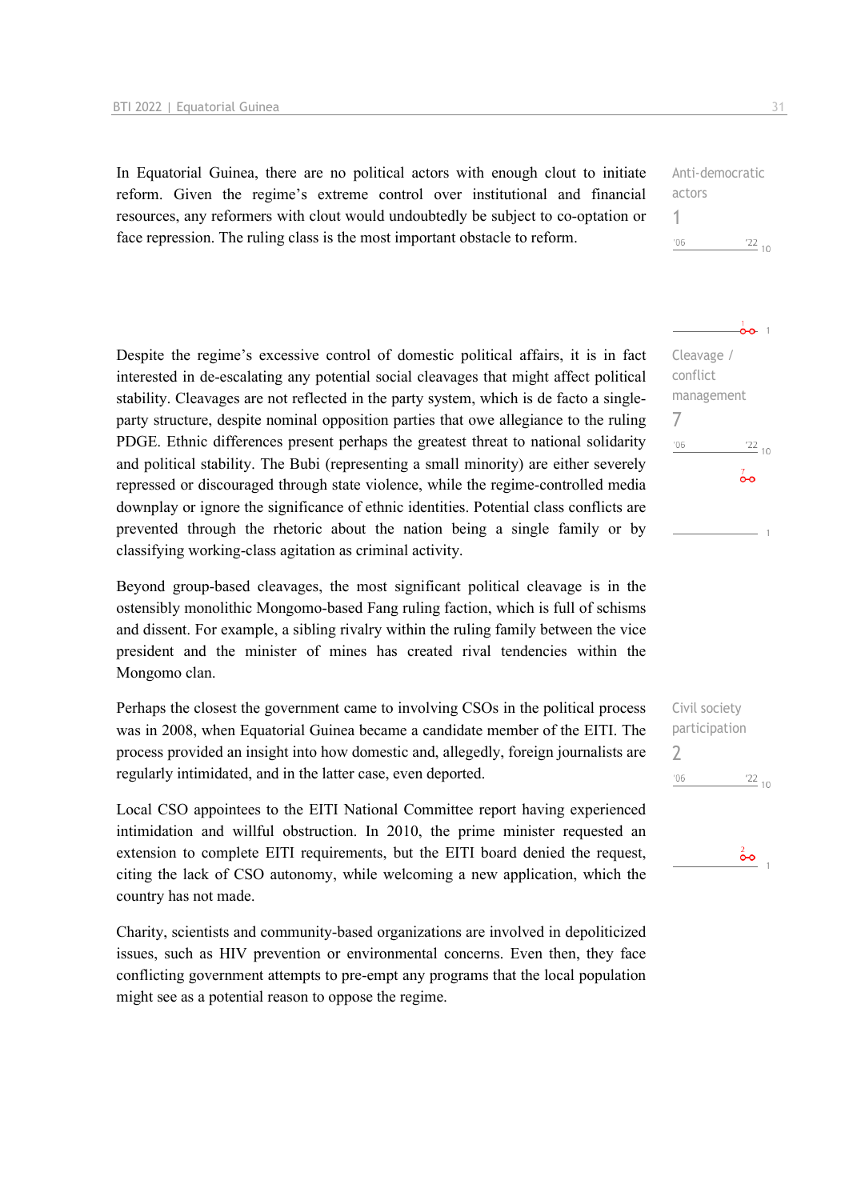In Equatorial Guinea, there are no political actors with enough clout to initiate reform. Given the regime's extreme control over institutional and financial resources, any reformers with clout would undoubtedly be subject to co-optation or face repression. The ruling class is the most important obstacle to reform.

Anti-democratic actors
1

Despite the regime's excessive control of domestic political affairs, it is in fact interested in de-escalating any potential social cleavages that might affect political stability. Cleavages are not reflected in the party system, which is de facto a single-party structure, despite nominal opposition parties that owe allegiance to the ruling PDGE. Ethnic differences present perhaps the greatest threat to national solidarity and political stability. The Bubi (representing a small minority) are either severely repressed or discouraged through state violence, while the regime-controlled media downplay or ignore the significance of ethnic identities. Potential class conflicts are prevented through the rhetoric about the nation being a single family or by classifying working-class agitation as criminal activity.

Cleavage / conflict management
7

Beyond group-based cleavages, the most significant political cleavage is in the ostensibly monolithic Mongomo-based Fang ruling faction, which is full of schisms and dissent. For example, a sibling rivalry within the ruling family between the vice president and the minister of mines has created rival tendencies within the Mongomo clan.

Perhaps the closest the government came to involving CSOs in the political process was in 2008, when Equatorial Guinea became a candidate member of the EITI. The process provided an insight into how domestic and, allegedly, foreign journalists are regularly intimidated, and in the latter case, even deported.

Civil society participation
2

Local CSO appointees to the EITI National Committee report having experienced intimidation and willful obstruction. In 2010, the prime minister requested an extension to complete EITI requirements, but the EITI board denied the request, citing the lack of CSO autonomy, while welcoming a new application, which the country has not made.

Charity, scientists and community-based organizations are involved in depoliticized issues, such as HIV prevention or environmental concerns. Even then, they face conflicting government attempts to pre-empt any programs that the local population might see as a potential reason to oppose the regime.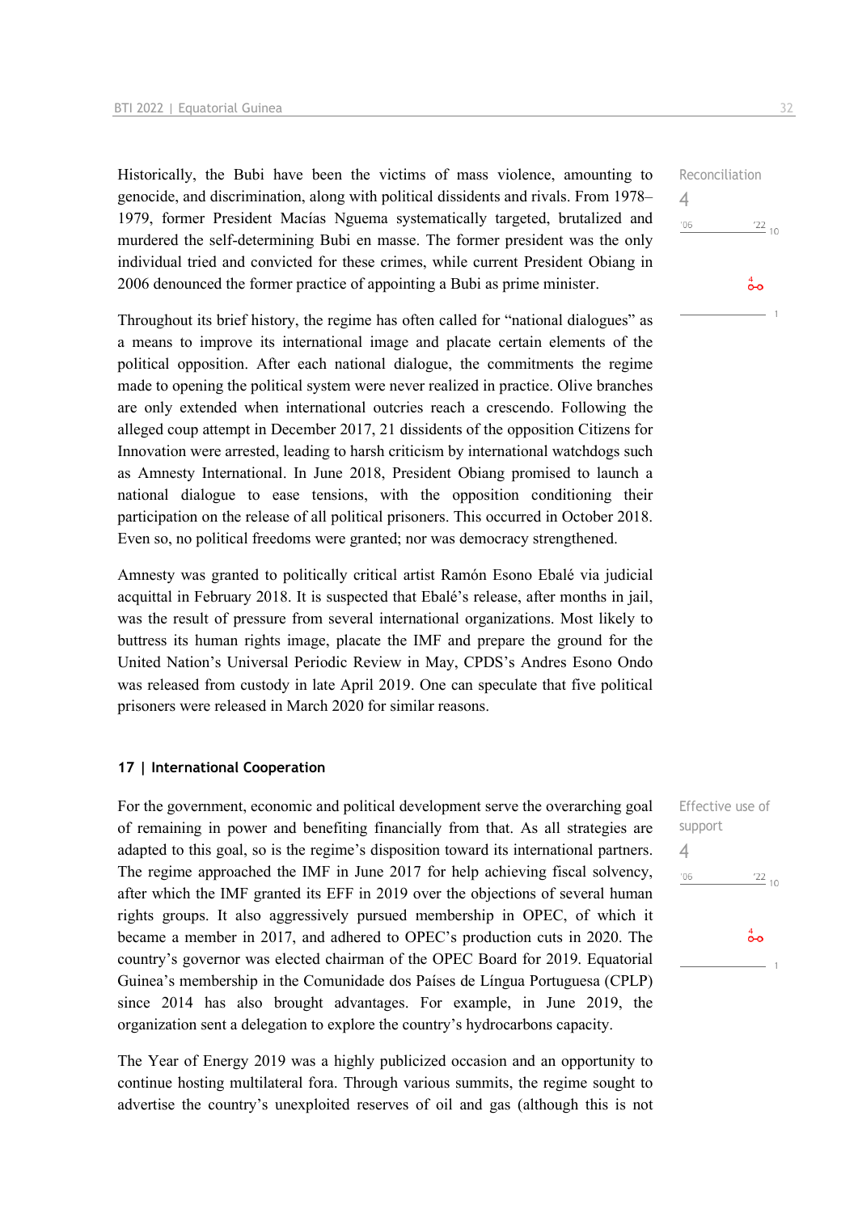Historically, the Bubi have been the victims of mass violence, amounting to genocide, and discrimination, along with political dissidents and rivals. From 1978–1979, former President Macías Nguema systematically targeted, brutalized and murdered the self-determining Bubi en masse. The former president was the only individual tried and convicted for these crimes, while current President Obiang in 2006 denounced the former practice of appointing a Bubi as prime minister.

Reconciliation
4

Throughout its brief history, the regime has often called for "national dialogues" as a means to improve its international image and placate certain elements of the political opposition. After each national dialogue, the commitments the regime made to opening the political system were never realized in practice. Olive branches are only extended when international outcries reach a crescendo. Following the alleged coup attempt in December 2017, 21 dissidents of the opposition Citizens for Innovation were arrested, leading to harsh criticism by international watchdogs such as Amnesty International. In June 2018, President Obiang promised to launch a national dialogue to ease tensions, with the opposition conditioning their participation on the release of all political prisoners. This occurred in October 2018. Even so, no political freedoms were granted; nor was democracy strengthened.

Amnesty was granted to politically critical artist Ramón Esono Ebalé via judicial acquittal in February 2018. It is suspected that Ebalé's release, after months in jail, was the result of pressure from several international organizations. Most likely to buttress its human rights image, placate the IMF and prepare the ground for the United Nation's Universal Periodic Review in May, CPDS's Andres Esono Ondo was released from custody in late April 2019. One can speculate that five political prisoners were released in March 2020 for similar reasons.

### 17 | International Cooperation

For the government, economic and political development serve the overarching goal of remaining in power and benefiting financially from that. As all strategies are adapted to this goal, so is the regime's disposition toward its international partners. The regime approached the IMF in June 2017 for help achieving fiscal solvency, after which the IMF granted its EFF in 2019 over the objections of several human rights groups. It also aggressively pursued membership in OPEC, of which it became a member in 2017, and adhered to OPEC's production cuts in 2020. The country's governor was elected chairman of the OPEC Board for 2019. Equatorial Guinea's membership in the Comunidade dos Países de Língua Portuguesa (CPLP) since 2014 has also brought advantages. For example, in June 2019, the organization sent a delegation to explore the country's hydrocarbons capacity.

Effective use of support
4

The Year of Energy 2019 was a highly publicized occasion and an opportunity to continue hosting multilateral fora. Through various summits, the regime sought to advertise the country's unexploited reserves of oil and gas (although this is not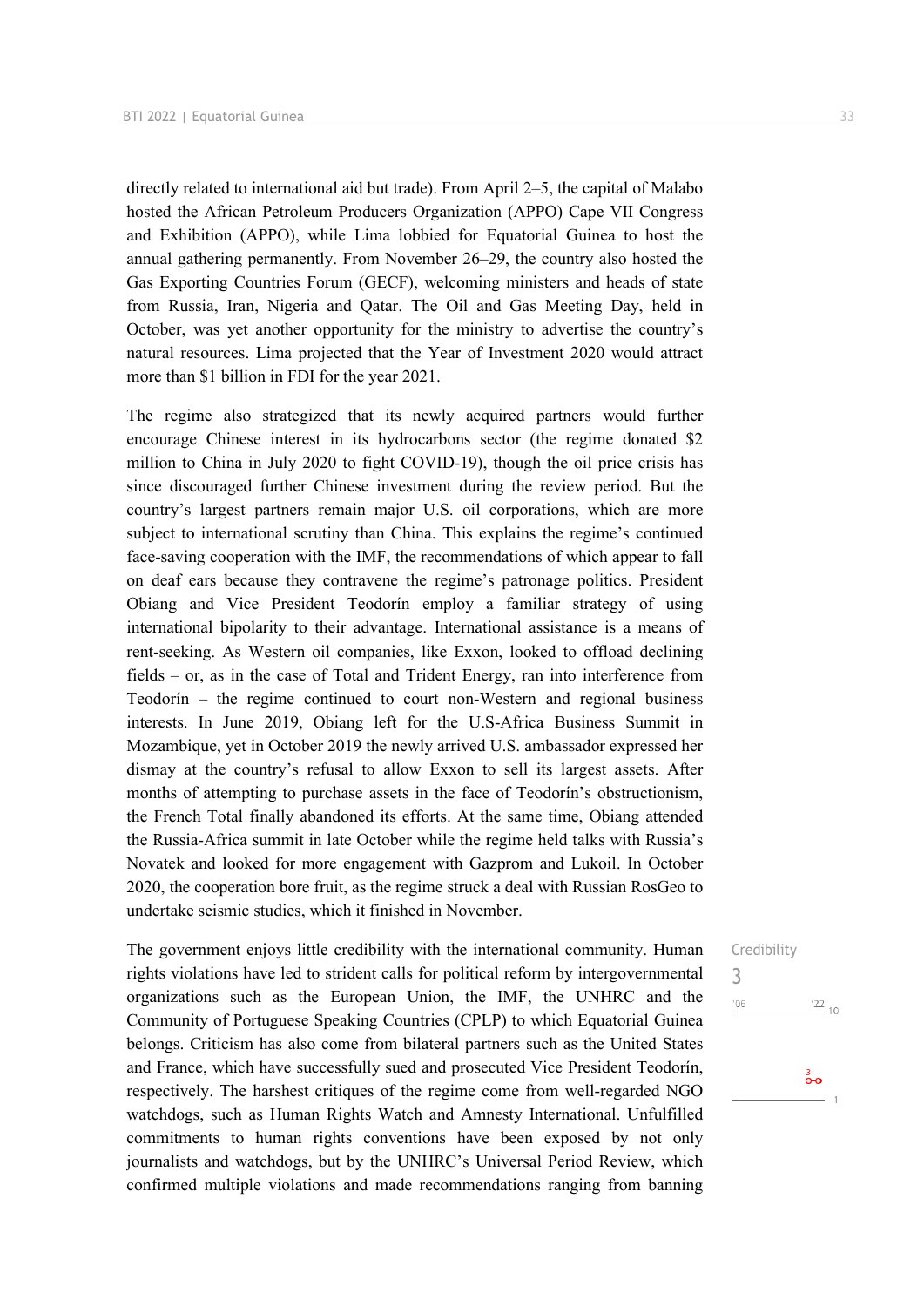directly related to international aid but trade). From April 2–5, the capital of Malabo hosted the African Petroleum Producers Organization (APPO) Cape VII Congress and Exhibition (APPO), while Lima lobbied for Equatorial Guinea to host the annual gathering permanently. From November 26–29, the country also hosted the Gas Exporting Countries Forum (GECF), welcoming ministers and heads of state from Russia, Iran, Nigeria and Qatar. The Oil and Gas Meeting Day, held in October, was yet another opportunity for the ministry to advertise the country's natural resources. Lima projected that the Year of Investment 2020 would attract more than $1 billion in FDI for the year 2021.

The regime also strategized that its newly acquired partners would further encourage Chinese interest in its hydrocarbons sector (the regime donated $2 million to China in July 2020 to fight COVID-19), though the oil price crisis has since discouraged further Chinese investment during the review period. But the country's largest partners remain major U.S. oil corporations, which are more subject to international scrutiny than China. This explains the regime's continued face-saving cooperation with the IMF, the recommendations of which appear to fall on deaf ears because they contravene the regime's patronage politics. President Obiang and Vice President Teodorín employ a familiar strategy of using international bipolarity to their advantage. International assistance is a means of rent-seeking. As Western oil companies, like Exxon, looked to offload declining fields – or, as in the case of Total and Trident Energy, ran into interference from Teodorín – the regime continued to court non-Western and regional business interests. In June 2019, Obiang left for the U.S-Africa Business Summit in Mozambique, yet in October 2019 the newly arrived U.S. ambassador expressed her dismay at the country's refusal to allow Exxon to sell its largest assets. After months of attempting to purchase assets in the face of Teodorín's obstructionism, the French Total finally abandoned its efforts. At the same time, Obiang attended the Russia-Africa summit in late October while the regime held talks with Russia's Novatek and looked for more engagement with Gazprom and Lukoil. In October 2020, the cooperation bore fruit, as the regime struck a deal with Russian RosGeo to undertake seismic studies, which it finished in November.

Credibility
3

The government enjoys little credibility with the international community. Human rights violations have led to strident calls for political reform by intergovernmental organizations such as the European Union, the IMF, the UNHRC and the Community of Portuguese Speaking Countries (CPLP) to which Equatorial Guinea belongs. Criticism has also come from bilateral partners such as the United States and France, which have successfully sued and prosecuted Vice President Teodorín, respectively. The harshest critiques of the regime come from well-regarded NGO watchdogs, such as Human Rights Watch and Amnesty International. Unfulfilled commitments to human rights conventions have been exposed by not only journalists and watchdogs, but by the UNHRC's Universal Period Review, which confirmed multiple violations and made recommendations ranging from banning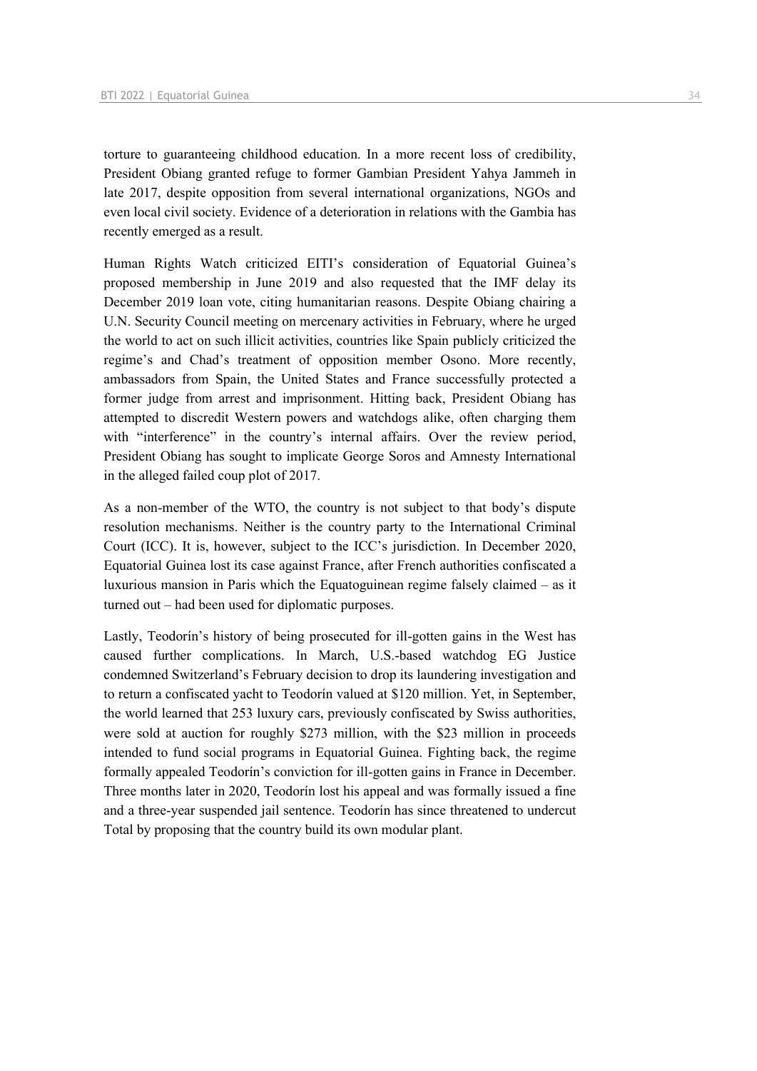torture to guaranteeing childhood education. In a more recent loss of credibility, President Obiang granted refuge to former Gambian President Yahya Jammeh in late 2017, despite opposition from several international organizations, NGOs and even local civil society. Evidence of a deterioration in relations with the Gambia has recently emerged as a result.

Human Rights Watch criticized EITI's consideration of Equatorial Guinea's proposed membership in June 2019 and also requested that the IMF delay its December 2019 loan vote, citing humanitarian reasons. Despite Obiang chairing a U.N. Security Council meeting on mercenary activities in February, where he urged the world to act on such illicit activities, countries like Spain publicly criticized the regime's and Chad's treatment of opposition member Osono. More recently, ambassadors from Spain, the United States and France successfully protected a former judge from arrest and imprisonment. Hitting back, President Obiang has attempted to discredit Western powers and watchdogs alike, often charging them with "interference" in the country's internal affairs. Over the review period, President Obiang has sought to implicate George Soros and Amnesty International in the alleged failed coup plot of 2017.

As a non-member of the WTO, the country is not subject to that body's dispute resolution mechanisms. Neither is the country party to the International Criminal Court (ICC). It is, however, subject to the ICC's jurisdiction. In December 2020, Equatorial Guinea lost its case against France, after French authorities confiscated a luxurious mansion in Paris which the Equatoguinean regime falsely claimed – as it turned out – had been used for diplomatic purposes.

Lastly, Teodorín's history of being prosecuted for ill-gotten gains in the West has caused further complications. In March, U.S.-based watchdog EG Justice condemned Switzerland's February decision to drop its laundering investigation and to return a confiscated yacht to Teodorín valued at $120 million. Yet, in September, the world learned that 253 luxury cars, previously confiscated by Swiss authorities, were sold at auction for roughly $273 million, with the $23 million in proceeds intended to fund social programs in Equatorial Guinea. Fighting back, the regime formally appealed Teodorín's conviction for ill-gotten gains in France in December. Three months later in 2020, Teodorín lost his appeal and was formally issued a fine and a three-year suspended jail sentence. Teodorín has since threatened to undercut Total by proposing that the country build its own modular plant.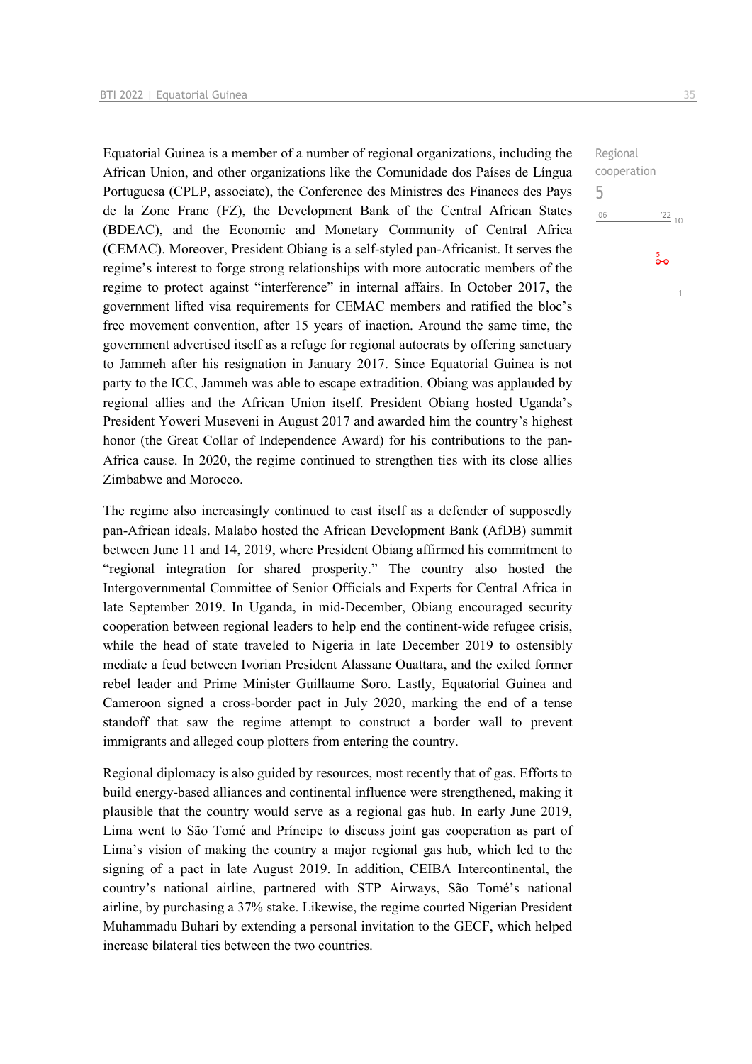Regional cooperation
5

Equatorial Guinea is a member of a number of regional organizations, including the African Union, and other organizations like the Comunidade dos Países de Língua Portuguesa (CPLP, associate), the Conference des Ministres des Finances des Pays de la Zone Franc (FZ), the Development Bank of the Central African States (BDEAC), and the Economic and Monetary Community of Central Africa (CEMAC). Moreover, President Obiang is a self-styled pan-Africanist. It serves the regime's interest to forge strong relationships with more autocratic members of the regime to protect against "interference" in internal affairs. In October 2017, the government lifted visa requirements for CEMAC members and ratified the bloc's free movement convention, after 15 years of inaction. Around the same time, the government advertised itself as a refuge for regional autocrats by offering sanctuary to Jammeh after his resignation in January 2017. Since Equatorial Guinea is not party to the ICC, Jammeh was able to escape extradition. Obiang was applauded by regional allies and the African Union itself. President Obiang hosted Uganda's President Yoweri Museveni in August 2017 and awarded him the country's highest honor (the Great Collar of Independence Award) for his contributions to the pan-Africa cause. In 2020, the regime continued to strengthen ties with its close allies Zimbabwe and Morocco.

The regime also increasingly continued to cast itself as a defender of supposedly pan-African ideals. Malabo hosted the African Development Bank (AfDB) summit between June 11 and 14, 2019, where President Obiang affirmed his commitment to "regional integration for shared prosperity." The country also hosted the Intergovernmental Committee of Senior Officials and Experts for Central Africa in late September 2019. In Uganda, in mid-December, Obiang encouraged security cooperation between regional leaders to help end the continent-wide refugee crisis, while the head of state traveled to Nigeria in late December 2019 to ostensibly mediate a feud between Ivorian President Alassane Ouattara, and the exiled former rebel leader and Prime Minister Guillaume Soro. Lastly, Equatorial Guinea and Cameroon signed a cross-border pact in July 2020, marking the end of a tense standoff that saw the regime attempt to construct a border wall to prevent immigrants and alleged coup plotters from entering the country.

Regional diplomacy is also guided by resources, most recently that of gas. Efforts to build energy-based alliances and continental influence were strengthened, making it plausible that the country would serve as a regional gas hub. In early June 2019, Lima went to São Tomé and Príncipe to discuss joint gas cooperation as part of Lima's vision of making the country a major regional gas hub, which led to the signing of a pact in late August 2019. In addition, CEIBA Intercontinental, the country's national airline, partnered with STP Airways, São Tomé's national airline, by purchasing a 37% stake. Likewise, the regime courted Nigerian President Muhammadu Buhari by extending a personal invitation to the GECF, which helped increase bilateral ties between the two countries.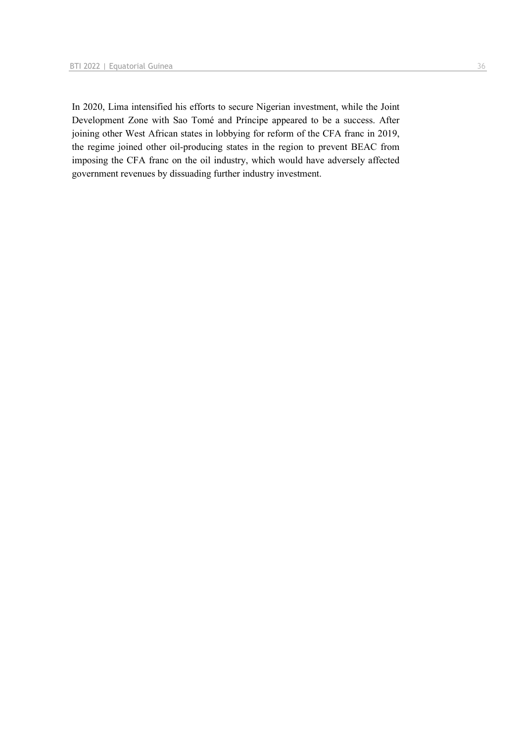In 2020, Lima intensified his efforts to secure Nigerian investment, while the Joint Development Zone with Sao Tomé and Príncipe appeared to be a success. After joining other West African states in lobbying for reform of the CFA franc in 2019, the regime joined other oil-producing states in the region to prevent BEAC from imposing the CFA franc on the oil industry, which would have adversely affected government revenues by dissuading further industry investment.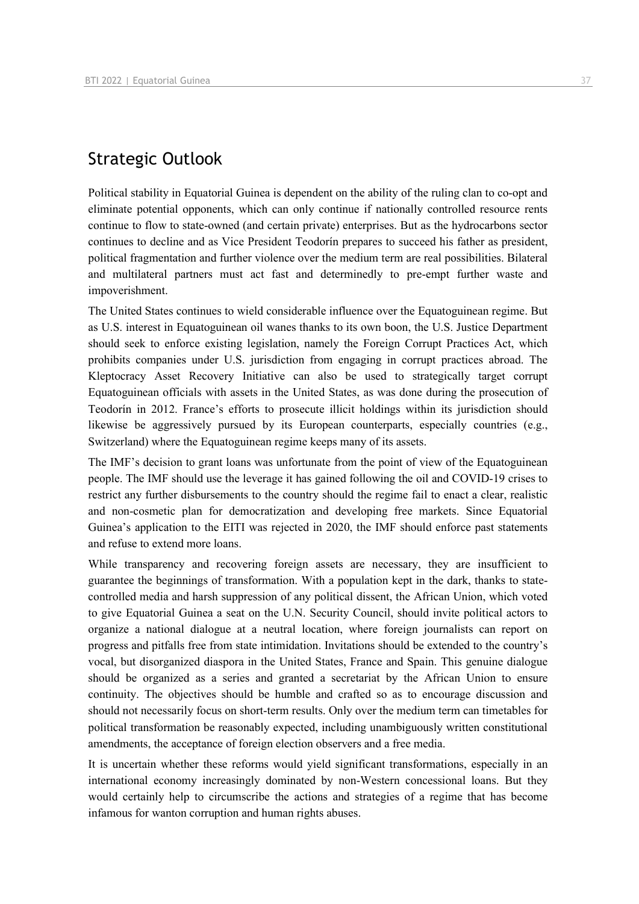## Strategic Outlook

Political stability in Equatorial Guinea is dependent on the ability of the ruling clan to co-opt and eliminate potential opponents, which can only continue if nationally controlled resource rents continue to flow to state-owned (and certain private) enterprises. But as the hydrocarbons sector continues to decline and as Vice President Teodorín prepares to succeed his father as president, political fragmentation and further violence over the medium term are real possibilities. Bilateral and multilateral partners must act fast and determinedly to pre-empt further waste and impoverishment.

The United States continues to wield considerable influence over the Equatoguinean regime. But as U.S. interest in Equatoguinean oil wanes thanks to its own boon, the U.S. Justice Department should seek to enforce existing legislation, namely the Foreign Corrupt Practices Act, which prohibits companies under U.S. jurisdiction from engaging in corrupt practices abroad. The Kleptocracy Asset Recovery Initiative can also be used to strategically target corrupt Equatoguinean officials with assets in the United States, as was done during the prosecution of Teodorín in 2012. France's efforts to prosecute illicit holdings within its jurisdiction should likewise be aggressively pursued by its European counterparts, especially countries (e.g., Switzerland) where the Equatoguinean regime keeps many of its assets.

The IMF's decision to grant loans was unfortunate from the point of view of the Equatoguinean people. The IMF should use the leverage it has gained following the oil and COVID-19 crises to restrict any further disbursements to the country should the regime fail to enact a clear, realistic and non-cosmetic plan for democratization and developing free markets. Since Equatorial Guinea's application to the EITI was rejected in 2020, the IMF should enforce past statements and refuse to extend more loans.

While transparency and recovering foreign assets are necessary, they are insufficient to guarantee the beginnings of transformation. With a population kept in the dark, thanks to state-controlled media and harsh suppression of any political dissent, the African Union, which voted to give Equatorial Guinea a seat on the U.N. Security Council, should invite political actors to organize a national dialogue at a neutral location, where foreign journalists can report on progress and pitfalls free from state intimidation. Invitations should be extended to the country's vocal, but disorganized diaspora in the United States, France and Spain. This genuine dialogue should be organized as a series and granted a secretariat by the African Union to ensure continuity. The objectives should be humble and crafted so as to encourage discussion and should not necessarily focus on short-term results. Only over the medium term can timetables for political transformation be reasonably expected, including unambiguously written constitutional amendments, the acceptance of foreign election observers and a free media.

It is uncertain whether these reforms would yield significant transformations, especially in an international economy increasingly dominated by non-Western concessional loans. But they would certainly help to circumscribe the actions and strategies of a regime that has become infamous for wanton corruption and human rights abuses.